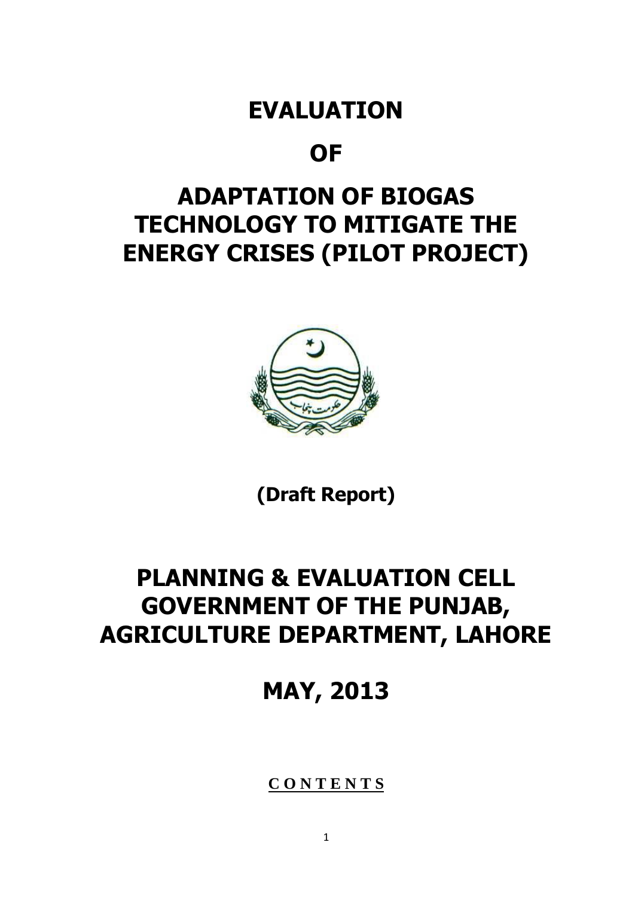# EVALUATION

# OF

# ADAPTATION OF BIOGAS TECHNOLOGY TO MITIGATE THE ENERGY CRISES (PILOT PROJECT)

**(Draft Report)**

# PLANNING & EVALUATION CELL GOVERNMENT OF THE PUNJAB, AGRICULTURE DEPARTMENT, LAHORE

# MAY, 2013

**C O N T E N T S**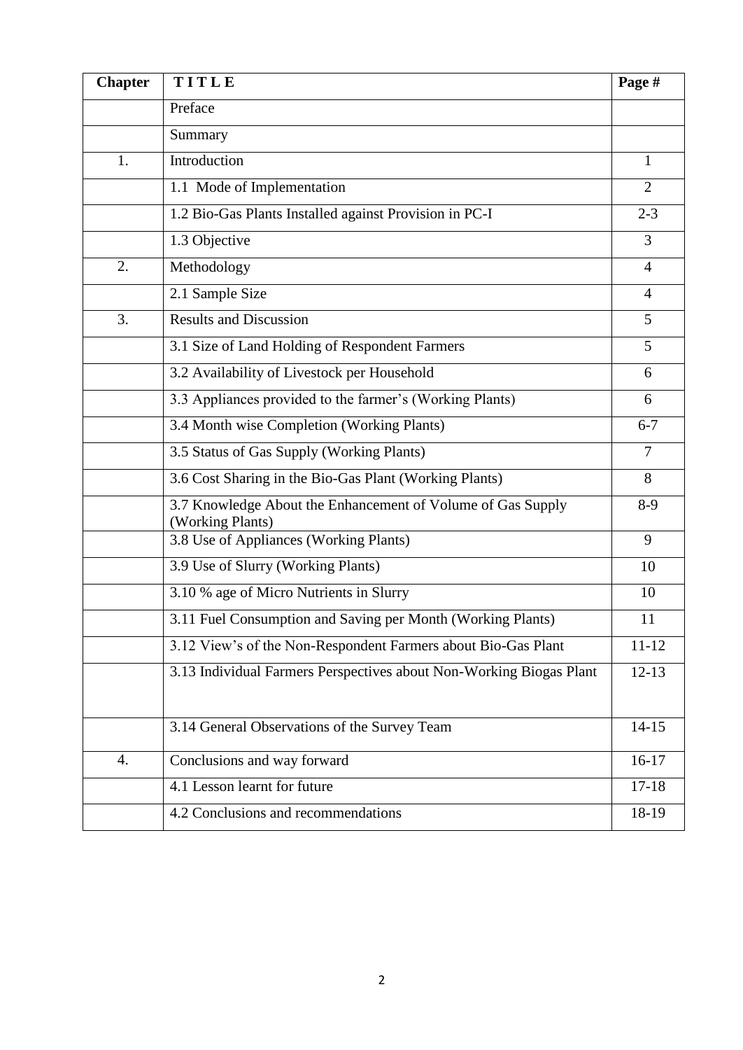| Chapter | TITLE | Page # |
|---|---|---|
| | Preface | |
| | Summary | |
| 1. | Introduction | 1 |
| | 1.1 Mode of Implementation | 2 |
| | 1.2 Bio-Gas Plants Installed against Provision in PC-I | 2-3 |
| | 1.3 Objective | 3 |
| 2. | Methodology | 4 |
| | 2.1 Sample Size | 4 |
| 3. | Results and Discussion | 5 |
| | 3.1 Size of Land Holding of Respondent Farmers | 5 |
| | 3.2 Availability of Livestock per Household | 6 |
| | 3.3 Appliances provided to the farmer's (Working Plants) | 6 |
| | 3.4 Month wise Completion (Working Plants) | 6-7 |
| | 3.5 Status of Gas Supply (Working Plants) | 7 |
| | 3.6 Cost Sharing in the Bio-Gas Plant (Working Plants) | 8 |
| | 3.7 Knowledge About the Enhancement of Volume of Gas Supply (Working Plants) | 8-9 |
| | 3.8 Use of Appliances (Working Plants) | 9 |
| | 3.9 Use of Slurry (Working Plants) | 10 |
| | 3.10 % age of Micro Nutrients in Slurry | 10 |
| | 3.11 Fuel Consumption and Saving per Month (Working Plants) | 11 |
| | 3.12 View's of the Non-Respondent Farmers about Bio-Gas Plant | 11-12 |
| | 3.13 Individual Farmers Perspectives about Non-Working Biogas Plant | 12-13 |
| | 3.14 General Observations of the Survey Team | 14-15 |
| 4. | Conclusions and way forward | 16-17 |
| | 4.1 Lesson learnt for future | 17-18 |
| | 4.2 Conclusions and recommendations | 18-19 |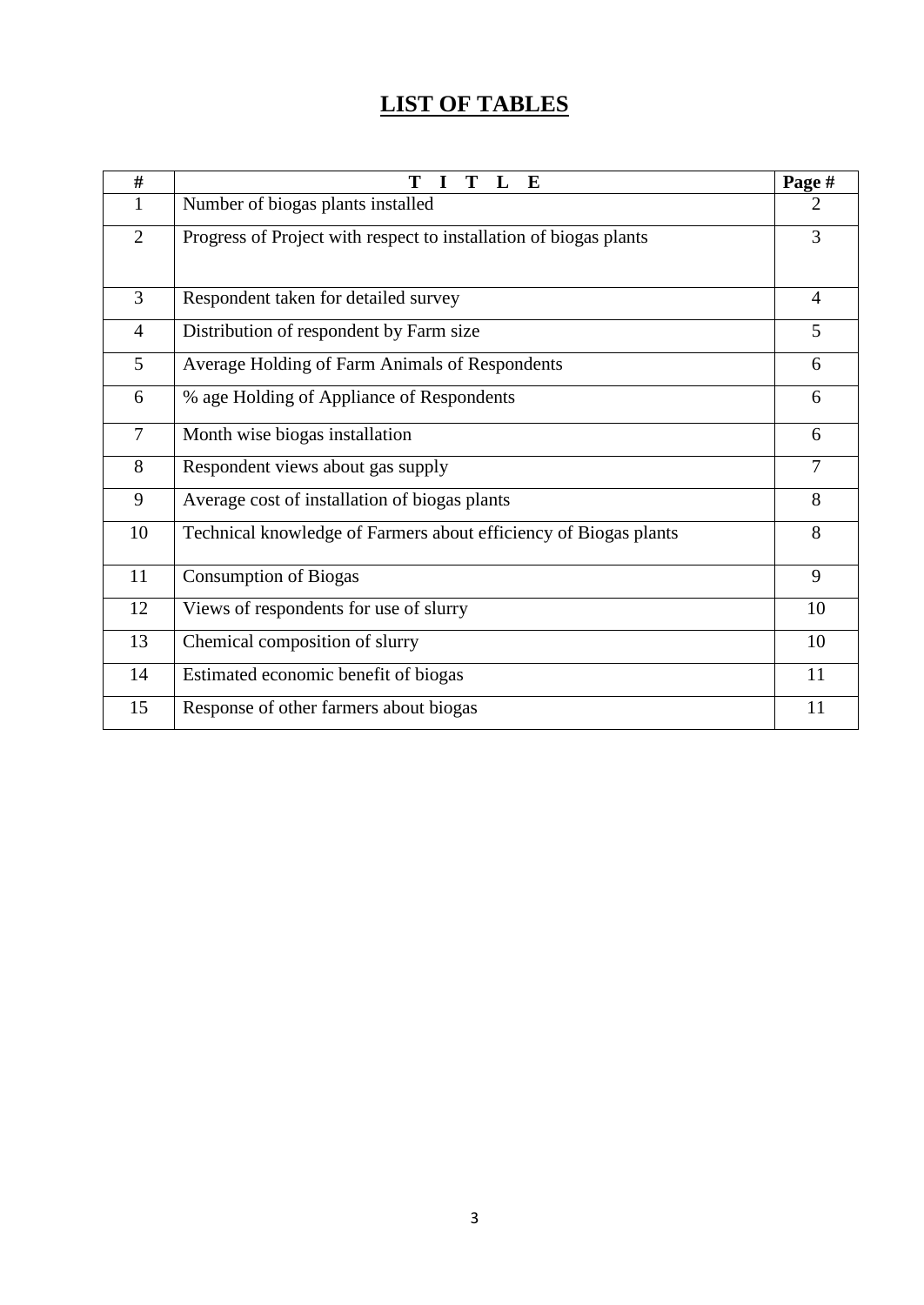# LIST OF TABLES

| # | T I T L E | Page # |
|---|---|---|
| 1 | Number of biogas plants installed | 2 |
| 2 | Progress of Project with respect to installation of biogas plants | 3 |
| 3 | Respondent taken for detailed survey | 4 |
| 4 | Distribution of respondent by Farm size | 5 |
| 5 | Average Holding of Farm Animals of Respondents | 6 |
| 6 | % age Holding of Appliance of Respondents | 6 |
| 7 | Month wise biogas installation | 6 |
| 8 | Respondent views about gas supply | 7 |
| 9 | Average cost of installation of biogas plants | 8 |
| 10 | Technical knowledge of Farmers about efficiency of Biogas plants | 8 |
| 11 | Consumption of Biogas | 9 |
| 12 | Views of respondents for use of slurry | 10 |
| 13 | Chemical composition of slurry | 10 |
| 14 | Estimated economic benefit of biogas | 11 |
| 15 | Response of other farmers about biogas | 11 |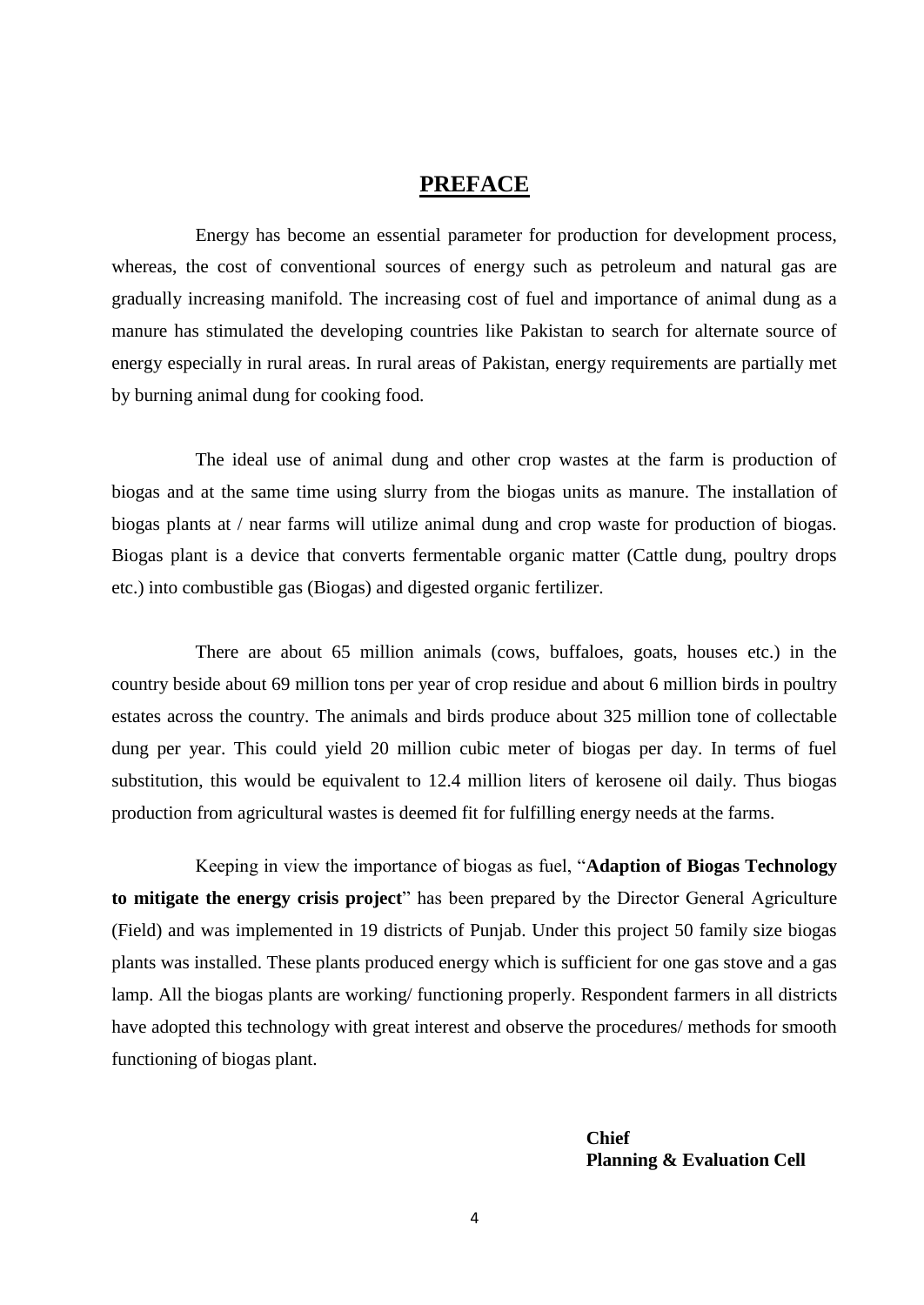# PREFACE

Energy has become an essential parameter for production for development process, whereas, the cost of conventional sources of energy such as petroleum and natural gas are gradually increasing manifold. The increasing cost of fuel and importance of animal dung as a manure has stimulated the developing countries like Pakistan to search for alternate source of energy especially in rural areas. In rural areas of Pakistan, energy requirements are partially met by burning animal dung for cooking food.

The ideal use of animal dung and other crop wastes at the farm is production of biogas and at the same time using slurry from the biogas units as manure. The installation of biogas plants at / near farms will utilize animal dung and crop waste for production of biogas. Biogas plant is a device that converts fermentable organic matter (Cattle dung, poultry drops etc.) into combustible gas (Biogas) and digested organic fertilizer.

There are about 65 million animals (cows, buffaloes, goats, houses etc.) in the country beside about 69 million tons per year of crop residue and about 6 million birds in poultry estates across the country. The animals and birds produce about 325 million tone of collectable dung per year. This could yield 20 million cubic meter of biogas per day. In terms of fuel substitution, this would be equivalent to 12.4 million liters of kerosene oil daily. Thus biogas production from agricultural wastes is deemed fit for fulfilling energy needs at the farms.

Keeping in view the importance of biogas as fuel, "**Adaption of Biogas Technology to mitigate the energy crisis project**" has been prepared by the Director General Agriculture (Field) and was implemented in 19 districts of Punjab. Under this project 50 family size biogas plants was installed. These plants produced energy which is sufficient for one gas stove and a gas lamp. All the biogas plants are working/ functioning properly. Respondent farmers in all districts have adopted this technology with great interest and observe the procedures/ methods for smooth functioning of biogas plant.

**Chief**
**Planning & Evaluation Cell**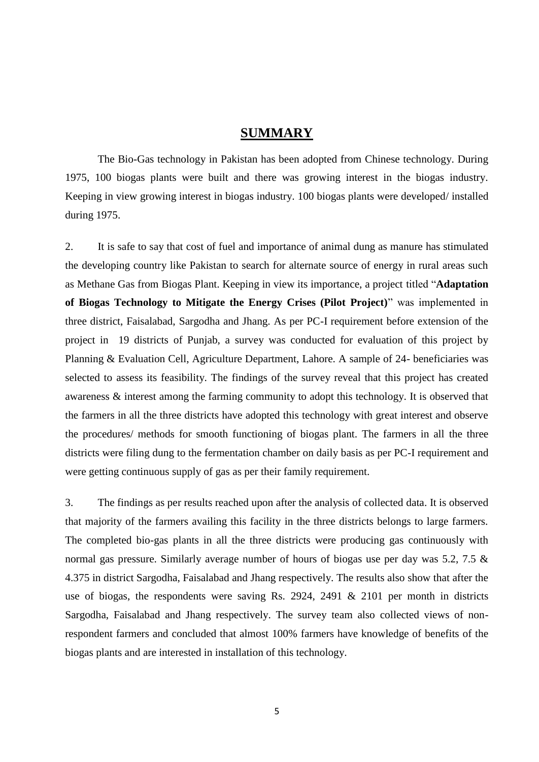## SUMMARY

The Bio-Gas technology in Pakistan has been adopted from Chinese technology. During 1975, 100 biogas plants were built and there was growing interest in the biogas industry. Keeping in view growing interest in biogas industry. 100 biogas plants were developed/ installed during 1975.

2. It is safe to say that cost of fuel and importance of animal dung as manure has stimulated the developing country like Pakistan to search for alternate source of energy in rural areas such as Methane Gas from Biogas Plant. Keeping in view its importance, a project titled "**Adaptation of Biogas Technology to Mitigate the Energy Crises (Pilot Project)**" was implemented in three district, Faisalabad, Sargodha and Jhang. As per PC-I requirement before extension of the project in 19 districts of Punjab, a survey was conducted for evaluation of this project by Planning & Evaluation Cell, Agriculture Department, Lahore. A sample of 24- beneficiaries was selected to assess its feasibility. The findings of the survey reveal that this project has created awareness & interest among the farming community to adopt this technology. It is observed that the farmers in all the three districts have adopted this technology with great interest and observe the procedures/ methods for smooth functioning of biogas plant. The farmers in all the three districts were filing dung to the fermentation chamber on daily basis as per PC-I requirement and were getting continuous supply of gas as per their family requirement.

3. The findings as per results reached upon after the analysis of collected data. It is observed that majority of the farmers availing this facility in the three districts belongs to large farmers. The completed bio-gas plants in all the three districts were producing gas continuously with normal gas pressure. Similarly average number of hours of biogas use per day was 5.2, 7.5 & 4.375 in district Sargodha, Faisalabad and Jhang respectively. The results also show that after the use of biogas, the respondents were saving Rs. 2924, 2491 & 2101 per month in districts Sargodha, Faisalabad and Jhang respectively. The survey team also collected views of non-respondent farmers and concluded that almost 100% farmers have knowledge of benefits of the biogas plants and are interested in installation of this technology.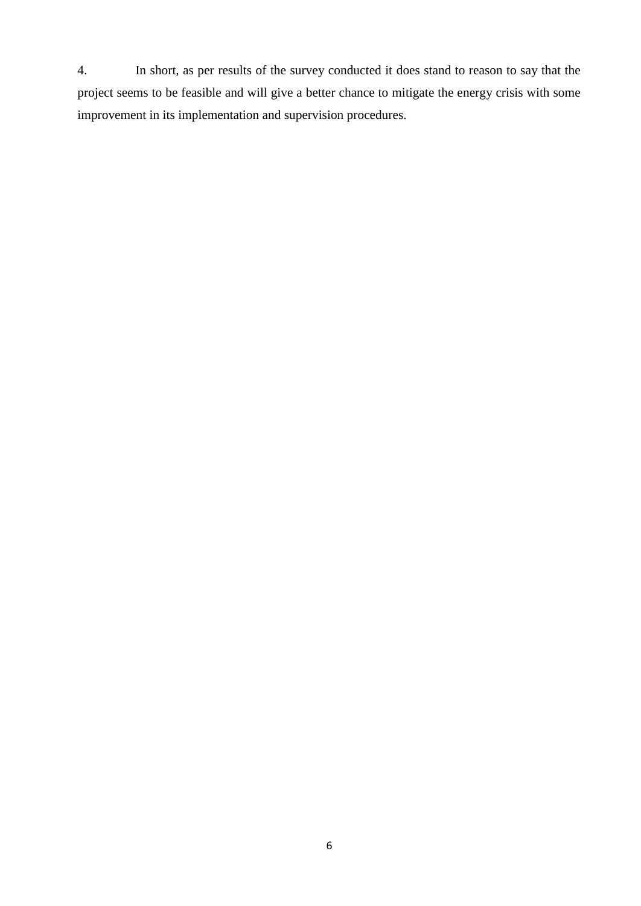4. In short, as per results of the survey conducted it does stand to reason to say that the project seems to be feasible and will give a better chance to mitigate the energy crisis with some improvement in its implementation and supervision procedures.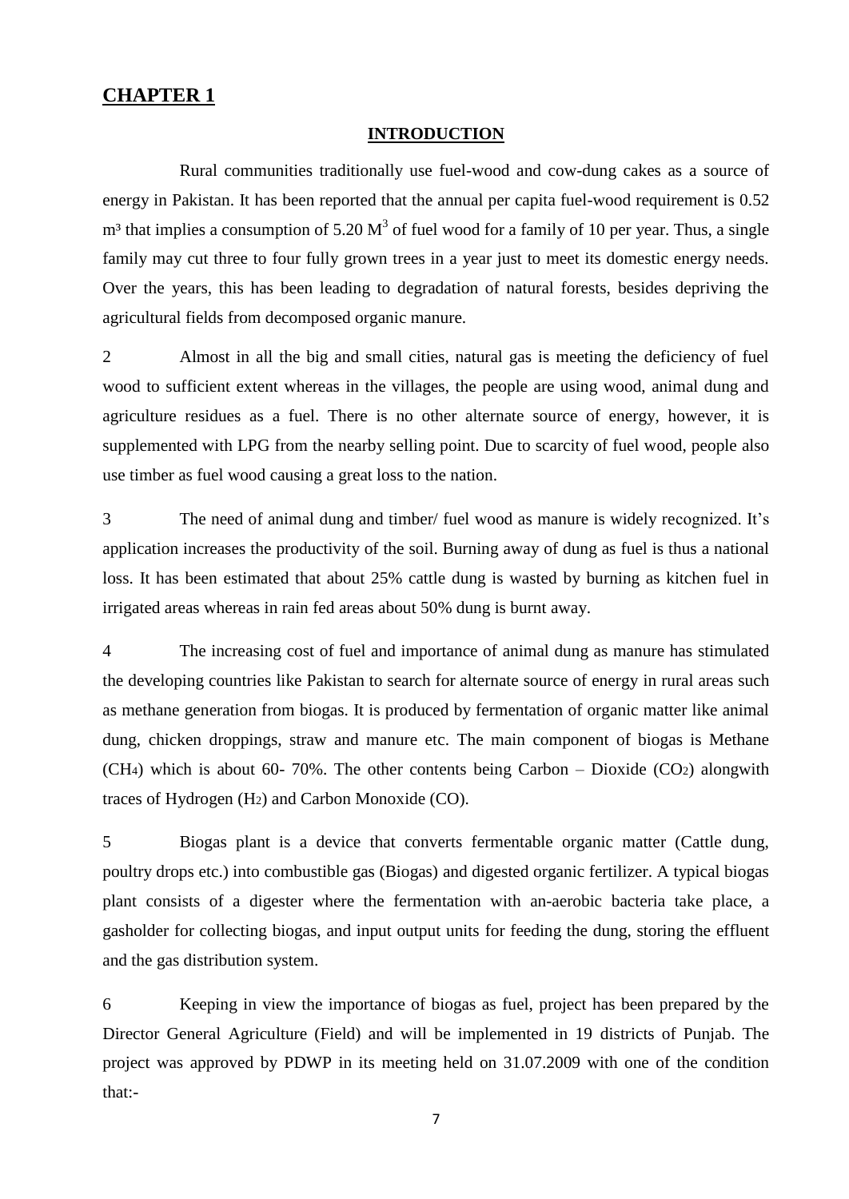# CHAPTER 1

## INTRODUCTION

Rural communities traditionally use fuel-wood and cow-dung cakes as a source of energy in Pakistan. It has been reported that the annual per capita fuel-wood requirement is 0.52 $m^3$ that implies a consumption of 5.20 $M^3$ of fuel wood for a family of 10 per year. Thus, a single family may cut three to four fully grown trees in a year just to meet its domestic energy needs. Over the years, this has been leading to degradation of natural forests, besides depriving the agricultural fields from decomposed organic manure.

2 Almost in all the big and small cities, natural gas is meeting the deficiency of fuel wood to sufficient extent whereas in the villages, the people are using wood, animal dung and agriculture residues as a fuel. There is no other alternate source of energy, however, it is supplemented with LPG from the nearby selling point. Due to scarcity of fuel wood, people also use timber as fuel wood causing a great loss to the nation.

3 The need of animal dung and timber/ fuel wood as manure is widely recognized. It's application increases the productivity of the soil. Burning away of dung as fuel is thus a national loss. It has been estimated that about 25% cattle dung is wasted by burning as kitchen fuel in irrigated areas whereas in rain fed areas about 50% dung is burnt away.

4 The increasing cost of fuel and importance of animal dung as manure has stimulated the developing countries like Pakistan to search for alternate source of energy in rural areas such as methane generation from biogas. It is produced by fermentation of organic matter like animal dung, chicken droppings, straw and manure etc. The main component of biogas is Methane ($CH_4$) which is about 60- 70%. The other contents being Carbon – Dioxide ($CO_2$) alongwith traces of Hydrogen ($H_2$) and Carbon Monoxide (CO).

5 Biogas plant is a device that converts fermentable organic matter (Cattle dung, poultry drops etc.) into combustible gas (Biogas) and digested organic fertilizer. A typical biogas plant consists of a digester where the fermentation with an-aerobic bacteria take place, a gasholder for collecting biogas, and input output units for feeding the dung, storing the effluent and the gas distribution system.

6 Keeping in view the importance of biogas as fuel, project has been prepared by the Director General Agriculture (Field) and will be implemented in 19 districts of Punjab. The project was approved by PDWP in its meeting held on 31.07.2009 with one of the condition that:-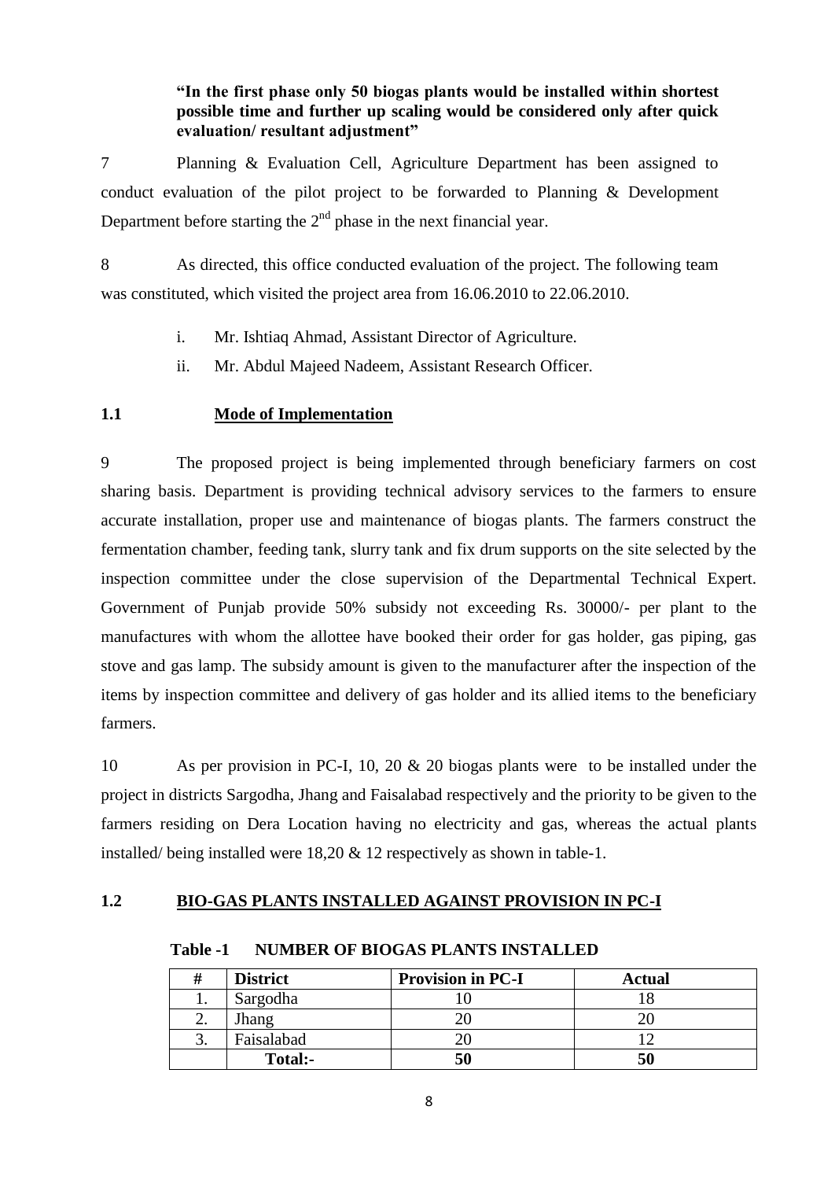**"In the first phase only 50 biogas plants would be installed within shortest possible time and further up scaling would be considered only after quick evaluation/ resultant adjustment"**

7 Planning & Evaluation Cell, Agriculture Department has been assigned to conduct evaluation of the pilot project to be forwarded to Planning & Development Department before starting the 2nd phase in the next financial year.

8 As directed, this office conducted evaluation of the project. The following team was constituted, which visited the project area from 16.06.2010 to 22.06.2010.

i. Mr. Ishtiaq Ahmad, Assistant Director of Agriculture.

ii. Mr. Abdul Majeed Nadeem, Assistant Research Officer.

## 1.1 Mode of Implementation

9 The proposed project is being implemented through beneficiary farmers on cost sharing basis. Department is providing technical advisory services to the farmers to ensure accurate installation, proper use and maintenance of biogas plants. The farmers construct the fermentation chamber, feeding tank, slurry tank and fix drum supports on the site selected by the inspection committee under the close supervision of the Departmental Technical Expert. Government of Punjab provide 50% subsidy not exceeding Rs. 30000/- per plant to the manufactures with whom the allottee have booked their order for gas holder, gas piping, gas stove and gas lamp. The subsidy amount is given to the manufacturer after the inspection of the items by inspection committee and delivery of gas holder and its allied items to the beneficiary farmers.

10 As per provision in PC-I, 10, 20 & 20 biogas plants were to be installed under the project in districts Sargodha, Jhang and Faisalabad respectively and the priority to be given to the farmers residing on Dera Location having no electricity and gas, whereas the actual plants installed/ being installed were 18,20 & 12 respectively as shown in table-1.

## 1.2 BIO-GAS PLANTS INSTALLED AGAINST PROVISION IN PC-I

**Table -1 NUMBER OF BIOGAS PLANTS INSTALLED**

| # | District | Provision in PC-I | Actual |
|---|---|---|---|
| 1. | Sargodha | 10 | 18 |
| 2. | Jhang | 20 | 20 |
| 3. | Faisalabad | 20 | 12 |
| | **Total:-** | **50** | **50** |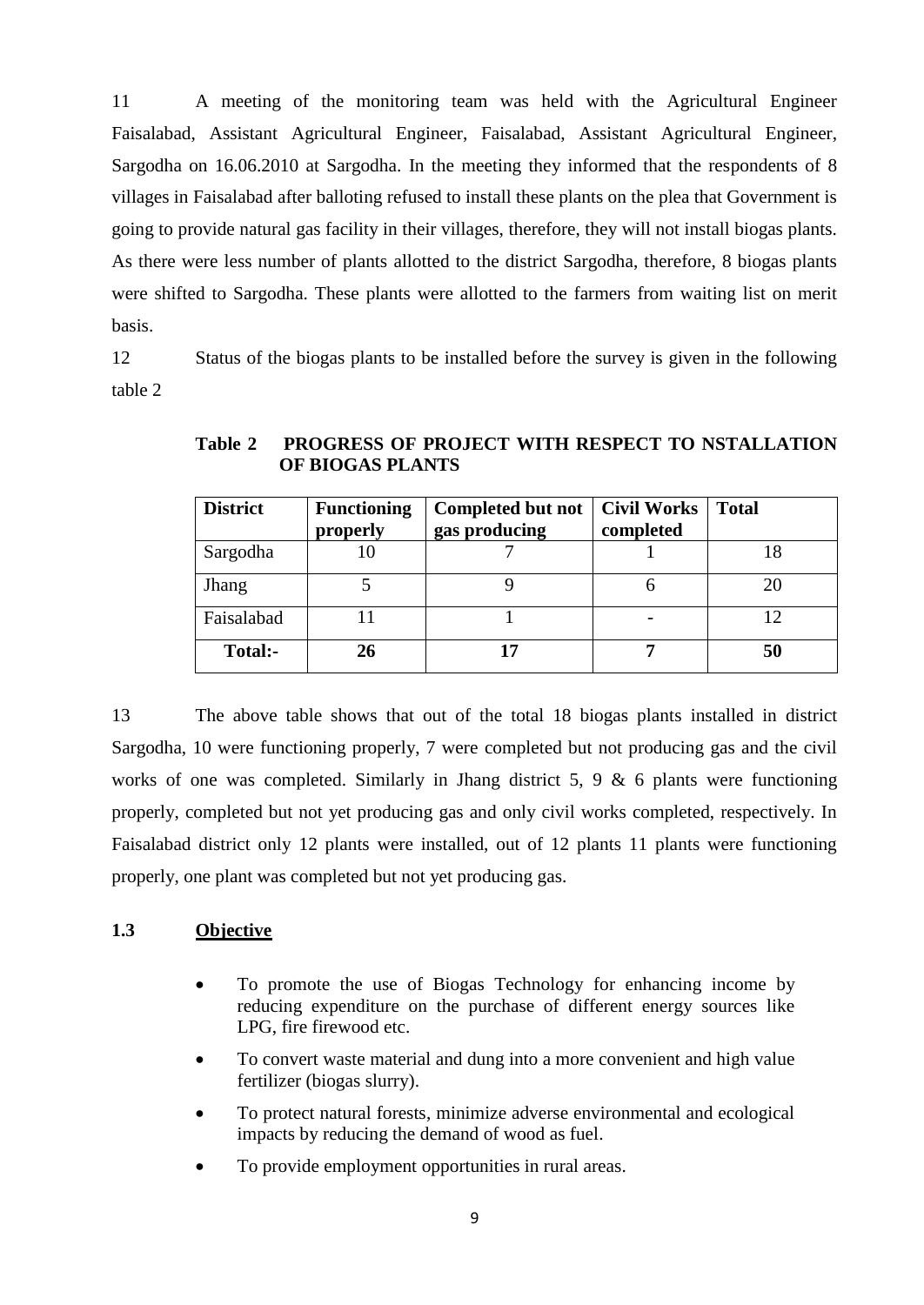11 A meeting of the monitoring team was held with the Agricultural Engineer Faisalabad, Assistant Agricultural Engineer, Faisalabad, Assistant Agricultural Engineer, Sargodha on 16.06.2010 at Sargodha. In the meeting they informed that the respondents of 8 villages in Faisalabad after balloting refused to install these plants on the plea that Government is going to provide natural gas facility in their villages, therefore, they will not install biogas plants. As there were less number of plants allotted to the district Sargodha, therefore, 8 biogas plants were shifted to Sargodha. These plants were allotted to the farmers from waiting list on merit basis.

12 Status of the biogas plants to be installed before the survey is given in the following table 2

**Table 2 PROGRESS OF PROJECT WITH RESPECT TO NSTALLATION OF BIOGAS PLANTS**

| District | Functioning properly | Completed but not gas producing | Civil Works completed | Total |
|---|---|---|---|---|
| Sargodha | 10 | 7 | 1 | 18 |
| Jhang | 5 | 9 | 6 | 20 |
| Faisalabad | 11 | 1 | - | 12 |
| **Total:-** | **26** | **17** | **7** | **50** |

13 The above table shows that out of the total 18 biogas plants installed in district Sargodha, 10 were functioning properly, 7 were completed but not producing gas and the civil works of one was completed. Similarly in Jhang district 5, 9 & 6 plants were functioning properly, completed but not yet producing gas and only civil works completed, respectively. In Faisalabad district only 12 plants were installed, out of 12 plants 11 plants were functioning properly, one plant was completed but not yet producing gas.

### 1.3 Objective

- To promote the use of Biogas Technology for enhancing income by reducing expenditure on the purchase of different energy sources like LPG, fire firewood etc.
- To convert waste material and dung into a more convenient and high value fertilizer (biogas slurry).
- To protect natural forests, minimize adverse environmental and ecological impacts by reducing the demand of wood as fuel.
- To provide employment opportunities in rural areas.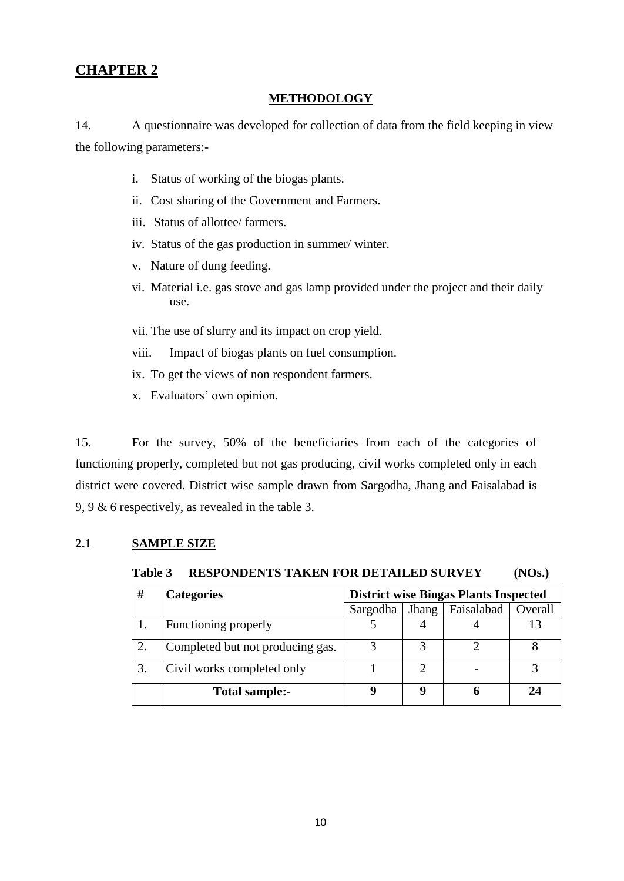# CHAPTER 2

## METHODOLOGY

14. A questionnaire was developed for collection of data from the field keeping in view the following parameters:-

- i. Status of working of the biogas plants.
- ii. Cost sharing of the Government and Farmers.
- iii. Status of allottee/ farmers.
- iv. Status of the gas production in summer/ winter.
- v. Nature of dung feeding.
- vi. Material i.e. gas stove and gas lamp provided under the project and their daily use.
- vii. The use of slurry and its impact on crop yield.
- viii. Impact of biogas plants on fuel consumption.
- ix. To get the views of non respondent farmers.
- x. Evaluators' own opinion.

15. For the survey, 50% of the beneficiaries from each of the categories of functioning properly, completed but not gas producing, civil works completed only in each district were covered. District wise sample drawn from Sargodha, Jhang and Faisalabad is 9, 9 & 6 respectively, as revealed in the table 3.

### 2.1 SAMPLE SIZE

**Table 3 RESPONDENTS TAKEN FOR DETAILED SURVEY (NOs.)**

| # | Categories | District wise Biogas Plants Inspected | | | |
|---|---|---|---|---|---|
| | | Sargodha | Jhang | Faisalabad | Overall |
| 1. | Functioning properly | 5 | 4 | 4 | 13 |
| 2. | Completed but not producing gas. | 3 | 3 | 2 | 8 |
| 3. | Civil works completed only | 1 | 2 | - | 3 |
| | **Total sample:-** | **9** | **9** | **6** | **24** |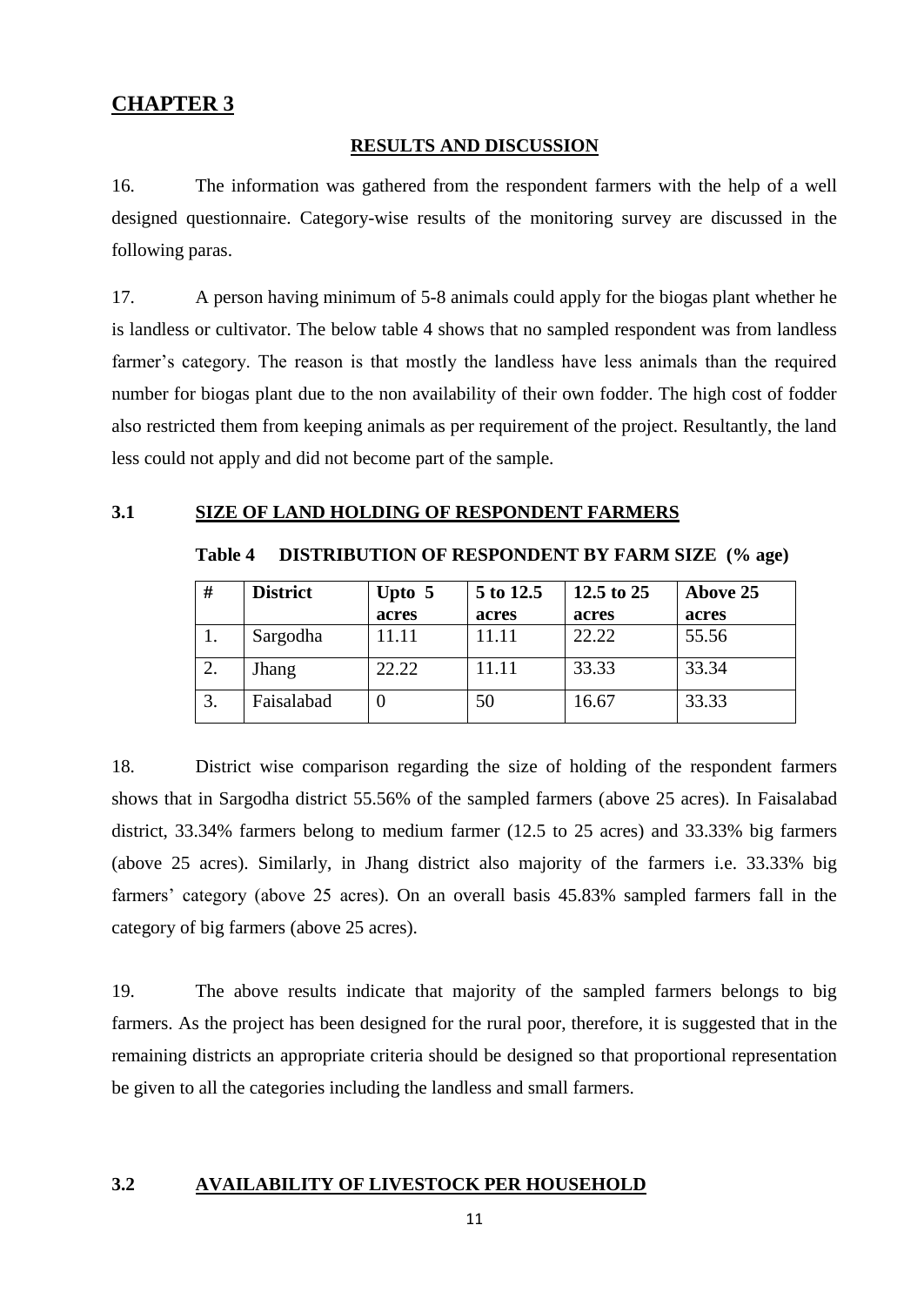## CHAPTER 3

### RESULTS AND DISCUSSION

16. The information was gathered from the respondent farmers with the help of a well designed questionnaire. Category-wise results of the monitoring survey are discussed in the following paras.

17. A person having minimum of 5-8 animals could apply for the biogas plant whether he is landless or cultivator. The below table 4 shows that no sampled respondent was from landless farmer's category. The reason is that mostly the landless have less animals than the required number for biogas plant due to the non availability of their own fodder. The high cost of fodder also restricted them from keeping animals as per requirement of the project. Resultantly, the land less could not apply and did not become part of the sample.

### 3.1 SIZE OF LAND HOLDING OF RESPONDENT FARMERS

**Table 4 DISTRIBUTION OF RESPONDENT BY FARM SIZE (% age)**

| # | District | Upto 5 acres | 5 to 12.5 acres | 12.5 to 25 acres | Above 25 acres |
|---|---|---|---|---|---|
| 1. | Sargodha | 11.11 | 11.11 | 22.22 | 55.56 |
| 2. | Jhang | 22.22 | 11.11 | 33.33 | 33.34 |
| 3. | Faisalabad | 0 | 50 | 16.67 | 33.33 |

18. District wise comparison regarding the size of holding of the respondent farmers shows that in Sargodha district 55.56% of the sampled farmers (above 25 acres). In Faisalabad district, 33.34% farmers belong to medium farmer (12.5 to 25 acres) and 33.33% big farmers (above 25 acres). Similarly, in Jhang district also majority of the farmers i.e. 33.33% big farmers' category (above 25 acres). On an overall basis 45.83% sampled farmers fall in the category of big farmers (above 25 acres).

19. The above results indicate that majority of the sampled farmers belongs to big farmers. As the project has been designed for the rural poor, therefore, it is suggested that in the remaining districts an appropriate criteria should be designed so that proportional representation be given to all the categories including the landless and small farmers.

### 3.2 AVAILABILITY OF LIVESTOCK PER HOUSEHOLD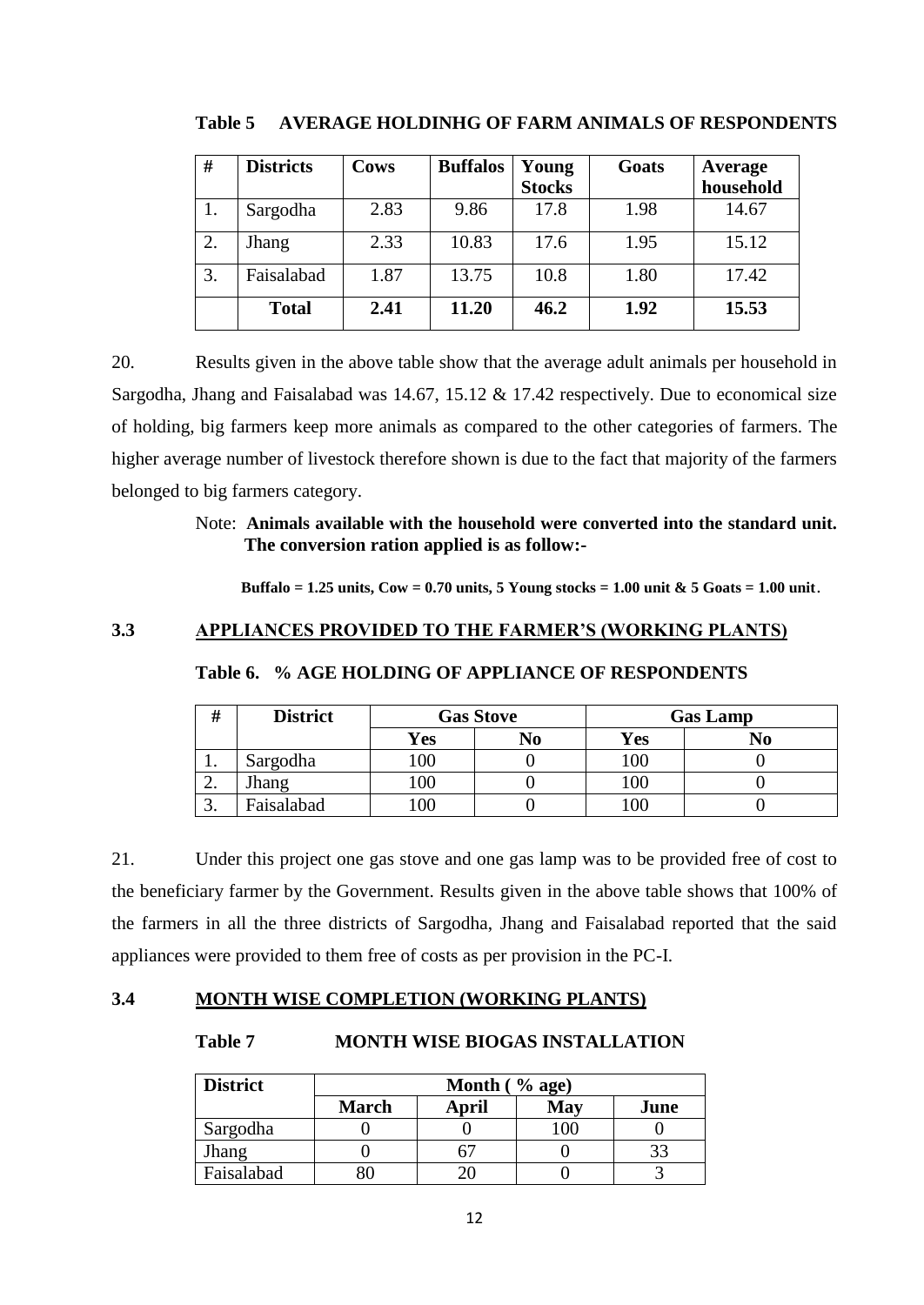**Table 5 AVERAGE HOLDINHG OF FARM ANIMALS OF RESPONDENTS**

| # | Districts | Cows | Buffalos | Young Stocks | Goats | Average household |
|---|---|---|---|---|---|---|
| 1. | Sargodha | 2.83 | 9.86 | 17.8 | 1.98 | 14.67 |
| 2. | Jhang | 2.33 | 10.83 | 17.6 | 1.95 | 15.12 |
| 3. | Faisalabad | 1.87 | 13.75 | 10.8 | 1.80 | 17.42 |
| | **Total** | **2.41** | **11.20** | **46.2** | **1.92** | **15.53** |

20. Results given in the above table show that the average adult animals per household in Sargodha, Jhang and Faisalabad was 14.67, 15.12 & 17.42 respectively. Due to economical size of holding, big farmers keep more animals as compared to the other categories of farmers. The higher average number of livestock therefore shown is due to the fact that majority of the farmers belonged to big farmers category.

Note: **Animals available with the household were converted into the standard unit. The conversion ration applied is as follow:-**

**Buffalo = 1.25 units, Cow = 0.70 units, 5 Young stocks = 1.00 unit & 5 Goats = 1.00 unit**.

### 3.3 APPLIANCES PROVIDED TO THE FARMER'S (WORKING PLANTS)

**Table 6. % AGE HOLDING OF APPLIANCE OF RESPONDENTS**

| # | District | Gas Stove | | Gas Lamp | |
|---|---|---|---|---|---|
| | | Yes | No | Yes | No |
| 1. | Sargodha | 100 | 0 | 100 | 0 |
| 2. | Jhang | 100 | 0 | 100 | 0 |
| 3. | Faisalabad | 100 | 0 | 100 | 0 |

21. Under this project one gas stove and one gas lamp was to be provided free of cost to the beneficiary farmer by the Government. Results given in the above table shows that 100% of the farmers in all the three districts of Sargodha, Jhang and Faisalabad reported that the said appliances were provided to them free of costs as per provision in the PC-I.

### 3.4 MONTH WISE COMPLETION (WORKING PLANTS)

**Table 7 MONTH WISE BIOGAS INSTALLATION**

| District | Month ( % age) | | | |
|---|---|---|---|---|
| | March | April | May | June |
| Sargodha | 0 | 0 | 100 | 0 |
| Jhang | 0 | 67 | 0 | 33 |
| Faisalabad | 80 | 20 | 0 | 3 |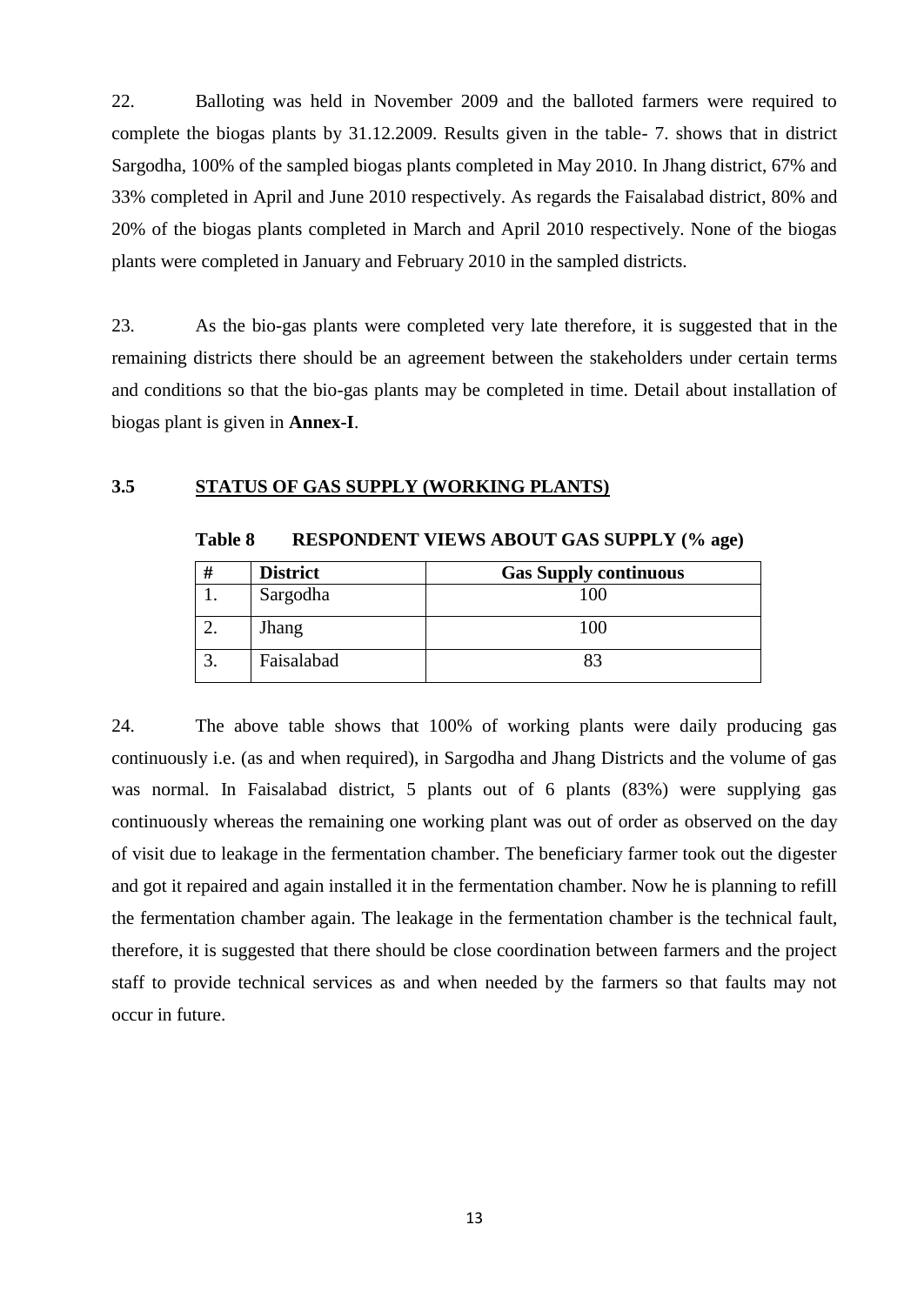22. Balloting was held in November 2009 and the balloted farmers were required to complete the biogas plants by 31.12.2009. Results given in the table- 7. shows that in district Sargodha, 100% of the sampled biogas plants completed in May 2010. In Jhang district, 67% and 33% completed in April and June 2010 respectively. As regards the Faisalabad district, 80% and 20% of the biogas plants completed in March and April 2010 respectively. None of the biogas plants were completed in January and February 2010 in the sampled districts.

23. As the bio-gas plants were completed very late therefore, it is suggested that in the remaining districts there should be an agreement between the stakeholders under certain terms and conditions so that the bio-gas plants may be completed in time. Detail about installation of biogas plant is given in **Annex-I**.

### 3.5 STATUS OF GAS SUPPLY (WORKING PLANTS)

**Table 8 RESPONDENT VIEWS ABOUT GAS SUPPLY (% age)**

| # | District | Gas Supply continuous |
|---|---|---|
| 1. | Sargodha | 100 |
| 2. | Jhang | 100 |
| 3. | Faisalabad | 83 |

24. The above table shows that 100% of working plants were daily producing gas continuously i.e. (as and when required), in Sargodha and Jhang Districts and the volume of gas was normal. In Faisalabad district, 5 plants out of 6 plants (83%) were supplying gas continuously whereas the remaining one working plant was out of order as observed on the day of visit due to leakage in the fermentation chamber. The beneficiary farmer took out the digester and got it repaired and again installed it in the fermentation chamber. Now he is planning to refill the fermentation chamber again. The leakage in the fermentation chamber is the technical fault, therefore, it is suggested that there should be close coordination between farmers and the project staff to provide technical services as and when needed by the farmers so that faults may not occur in future.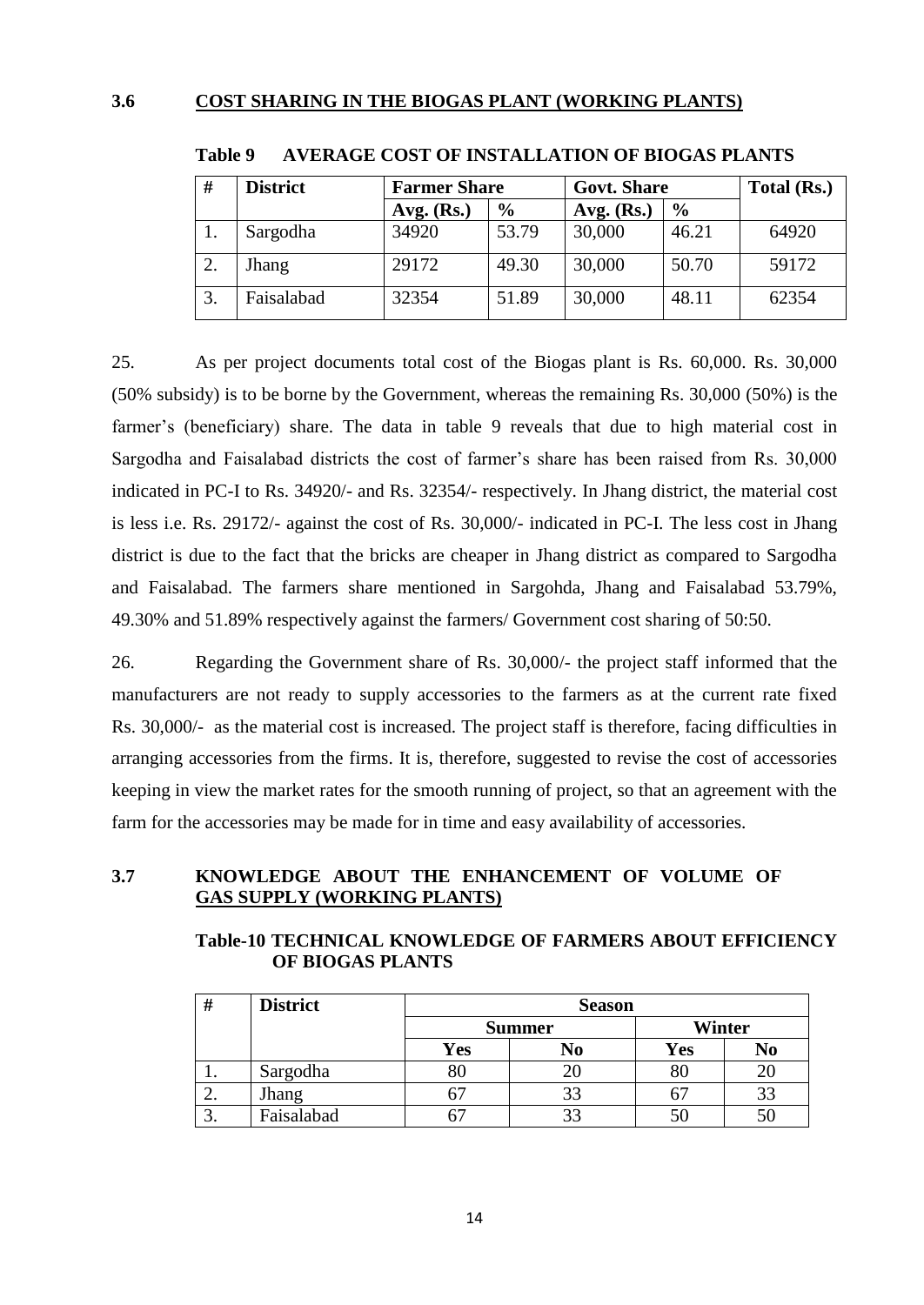### 3.6 COST SHARING IN THE BIOGAS PLANT (WORKING PLANTS)

**Table 9 AVERAGE COST OF INSTALLATION OF BIOGAS PLANTS**

| # | District | Farmer Share | | Govt. Share | | Total (Rs.) |
|---|---|---|---|---|---|---|
| | | Avg. (Rs.) | % | Avg. (Rs.) | % | |
| 1. | Sargodha | 34920 | 53.79 | 30,000 | 46.21 | 64920 |
| 2. | Jhang | 29172 | 49.30 | 30,000 | 50.70 | 59172 |
| 3. | Faisalabad | 32354 | 51.89 | 30,000 | 48.11 | 62354 |

25. As per project documents total cost of the Biogas plant is Rs. 60,000. Rs. 30,000 (50% subsidy) is to be borne by the Government, whereas the remaining Rs. 30,000 (50%) is the farmer's (beneficiary) share. The data in table 9 reveals that due to high material cost in Sargodha and Faisalabad districts the cost of farmer's share has been raised from Rs. 30,000 indicated in PC-I to Rs. 34920/- and Rs. 32354/- respectively. In Jhang district, the material cost is less i.e. Rs. 29172/- against the cost of Rs. 30,000/- indicated in PC-I. The less cost in Jhang district is due to the fact that the bricks are cheaper in Jhang district as compared to Sargodha and Faisalabad. The farmers share mentioned in Sargohda, Jhang and Faisalabad 53.79%, 49.30% and 51.89% respectively against the farmers/ Government cost sharing of 50:50.

26. Regarding the Government share of Rs. 30,000/- the project staff informed that the manufacturers are not ready to supply accessories to the farmers as at the current rate fixed Rs. 30,000/- as the material cost is increased. The project staff is therefore, facing difficulties in arranging accessories from the firms. It is, therefore, suggested to revise the cost of accessories keeping in view the market rates for the smooth running of project, so that an agreement with the farm for the accessories may be made for in time and easy availability of accessories.

### 3.7 KNOWLEDGE ABOUT THE ENHANCEMENT OF VOLUME OF GAS SUPPLY (WORKING PLANTS)

**Table-10 TECHNICAL KNOWLEDGE OF FARMERS ABOUT EFFICIENCY OF BIOGAS PLANTS**

| # | District | Season | | | |
|---|---|---|---|---|---|
| | | Summer | | Winter | |
| | | Yes | No | Yes | No |
| 1. | Sargodha | 80 | 20 | 80 | 20 |
| 2. | Jhang | 67 | 33 | 67 | 33 |
| 3. | Faisalabad | 67 | 33 | 50 | 50 |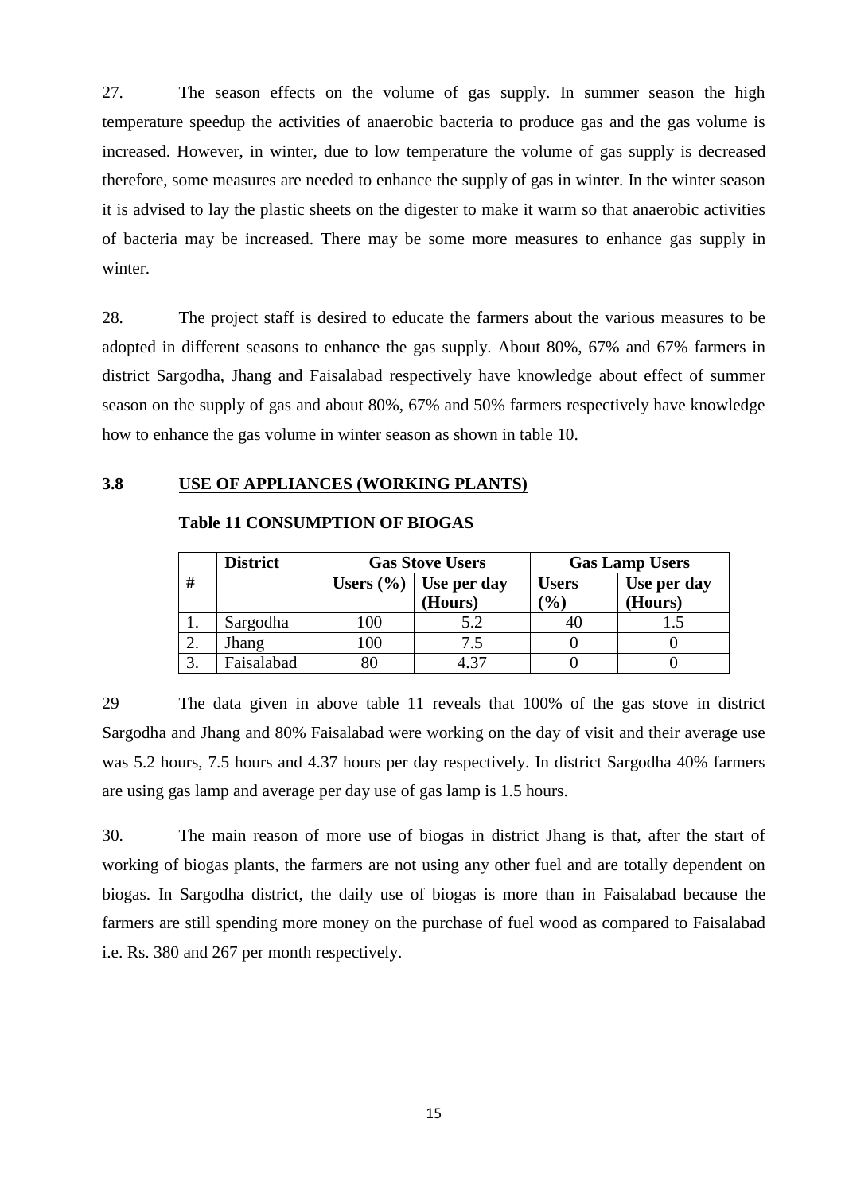27. The season effects on the volume of gas supply. In summer season the high temperature speedup the activities of anaerobic bacteria to produce gas and the gas volume is increased. However, in winter, due to low temperature the volume of gas supply is decreased therefore, some measures are needed to enhance the supply of gas in winter. In the winter season it is advised to lay the plastic sheets on the digester to make it warm so that anaerobic activities of bacteria may be increased. There may be some more measures to enhance gas supply in winter.

28. The project staff is desired to educate the farmers about the various measures to be adopted in different seasons to enhance the gas supply. About 80%, 67% and 67% farmers in district Sargodha, Jhang and Faisalabad respectively have knowledge about effect of summer season on the supply of gas and about 80%, 67% and 50% farmers respectively have knowledge how to enhance the gas volume in winter season as shown in table 10.

### 3.8 USE OF APPLIANCES (WORKING PLANTS)

**Table 11 CONSUMPTION OF BIOGAS**

| # | District | Gas Stove Users | | Gas Lamp Users | |
|---|---|---|---|---|---|
| | | Users (%) | Use per day (Hours) | Users (%) | Use per day (Hours) |
| 1. | Sargodha | 100 | 5.2 | 40 | 1.5 |
| 2. | Jhang | 100 | 7.5 | 0 | 0 |
| 3. | Faisalabad | 80 | 4.37 | 0 | 0 |

29 The data given in above table 11 reveals that 100% of the gas stove in district Sargodha and Jhang and 80% Faisalabad were working on the day of visit and their average use was 5.2 hours, 7.5 hours and 4.37 hours per day respectively. In district Sargodha 40% farmers are using gas lamp and average per day use of gas lamp is 1.5 hours.

30. The main reason of more use of biogas in district Jhang is that, after the start of working of biogas plants, the farmers are not using any other fuel and are totally dependent on biogas. In Sargodha district, the daily use of biogas is more than in Faisalabad because the farmers are still spending more money on the purchase of fuel wood as compared to Faisalabad i.e. Rs. 380 and 267 per month respectively.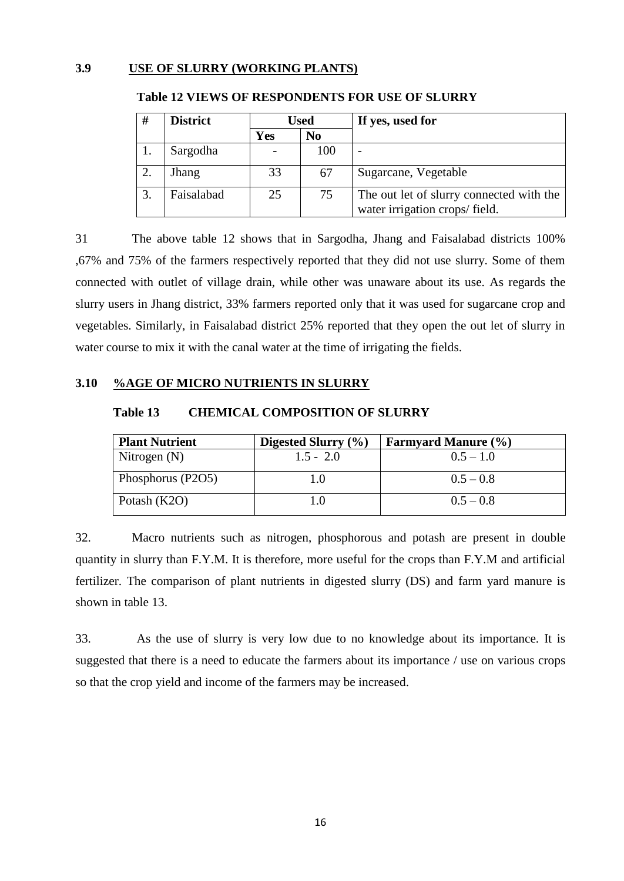### 3.9 USE OF SLURRY (WORKING PLANTS)

**Table 12 VIEWS OF RESPONDENTS FOR USE OF SLURRY**

| # | District | Used | | If yes, used for |
|---|---|---|---|---|
| | | Yes | No | |
| 1. | Sargodha | - | 100 | - |
| 2. | Jhang | 33 | 67 | Sugarcane, Vegetable |
| 3. | Faisalabad | 25 | 75 | The out let of slurry connected with the water irrigation crops/ field. |

31 The above table 12 shows that in Sargodha, Jhang and Faisalabad districts 100% ,67% and 75% of the farmers respectively reported that they did not use slurry. Some of them connected with outlet of village drain, while other was unaware about its use. As regards the slurry users in Jhang district, 33% farmers reported only that it was used for sugarcane crop and vegetables. Similarly, in Faisalabad district 25% reported that they open the out let of slurry in water course to mix it with the canal water at the time of irrigating the fields.

### 3.10 %AGE OF MICRO NUTRIENTS IN SLURRY

**Table 13 CHEMICAL COMPOSITION OF SLURRY**

| Plant Nutrient | Digested Slurry (%) | Farmyard Manure (%) |
|---|---|---|
| Nitrogen (N) | 1.5 - 2.0 | 0.5 – 1.0 |
| Phosphorus ($P_2O_5$) | 1.0 | 0.5 – 0.8 |
| Potash ($K_2O$) | 1.0 | 0.5 – 0.8 |

32. Macro nutrients such as nitrogen, phosphorous and potash are present in double quantity in slurry than F.Y.M. It is therefore, more useful for the crops than F.Y.M and artificial fertilizer. The comparison of plant nutrients in digested slurry (DS) and farm yard manure is shown in table 13.

33. As the use of slurry is very low due to no knowledge about its importance. It is suggested that there is a need to educate the farmers about its importance / use on various crops so that the crop yield and income of the farmers may be increased.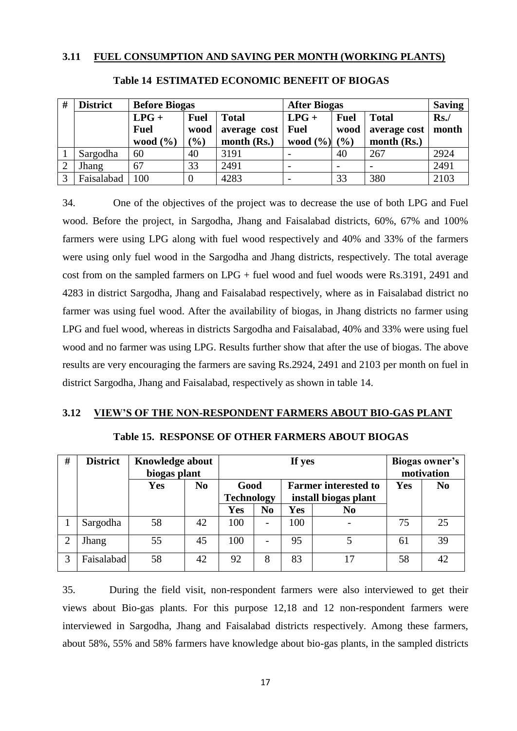### 3.11 FUEL CONSUMPTION AND SAVING PER MONTH (WORKING PLANTS)

**Table 14 ESTIMATED ECONOMIC BENEFIT OF BIOGAS**

| # | District | Before Biogas | | | After Biogas | | | Saving |
|---|---|---|---|---|---|---|---|---|
| | | LPG + Fuel wood (%) | Fuel wood (%) | Total average cost month (Rs.) | LPG + Fuel wood (%) | Fuel wood (%) | Total average cost month (Rs.) | Rs./ month |
| 1 | Sargodha | 60 | 40 | 3191 | - | 40 | 267 | 2924 |
| 2 | Jhang | 67 | 33 | 2491 | - | - | - | 2491 |
| 3 | Faisalabad | 100 | 0 | 4283 | - | 33 | 380 | 2103 |

34. One of the objectives of the project was to decrease the use of both LPG and Fuel wood. Before the project, in Sargodha, Jhang and Faisalabad districts, 60%, 67% and 100% farmers were using LPG along with fuel wood respectively and 40% and 33% of the farmers were using only fuel wood in the Sargodha and Jhang districts, respectively. The total average cost from on the sampled farmers on LPG + fuel wood and fuel woods were Rs.3191, 2491 and 4283 in district Sargodha, Jhang and Faisalabad respectively, where as in Faisalabad district no farmer was using fuel wood. After the availability of biogas, in Jhang districts no farmer using LPG and fuel wood, whereas in districts Sargodha and Faisalabad, 40% and 33% were using fuel wood and no farmer was using LPG. Results further show that after the use of biogas. The above results are very encouraging the farmers are saving Rs.2924, 2491 and 2103 per month on fuel in district Sargodha, Jhang and Faisalabad, respectively as shown in table 14.

### 3.12 VIEW'S OF THE NON-RESPONDENT FARMERS ABOUT BIO-GAS PLANT

**Table 15. RESPONSE OF OTHER FARMERS ABOUT BIOGAS**

| # | District | Knowledge about biogas plant | | If yes | | | | Biogas owner's motivation | |
|---|---|---|---|---|---|---|---|---|---|
| | | Yes | No | Good Technology | | Farmer interested to install biogas plant | | Yes | No |
| | | | | Yes | No | Yes | No | | |
| 1 | Sargodha | 58 | 42 | 100 | - | 100 | - | 75 | 25 |
| 2 | Jhang | 55 | 45 | 100 | - | 95 | 5 | 61 | 39 |
| 3 | Faisalabad | 58 | 42 | 92 | 8 | 83 | 17 | 58 | 42 |

35. During the field visit, non-respondent farmers were also interviewed to get their views about Bio-gas plants. For this purpose 12,18 and 12 non-respondent farmers were interviewed in Sargodha, Jhang and Faisalabad districts respectively. Among these farmers, about 58%, 55% and 58% farmers have knowledge about bio-gas plants, in the sampled districts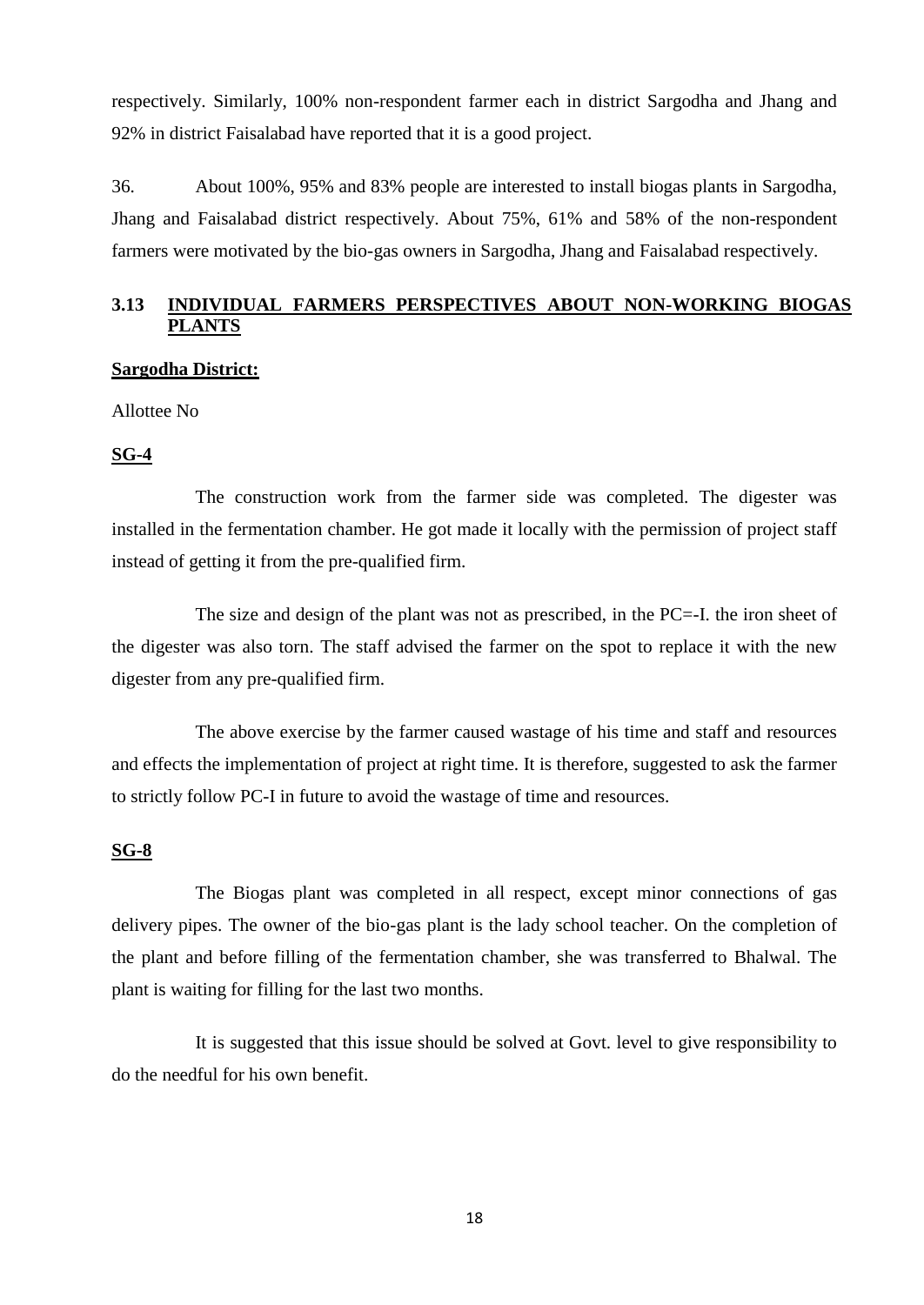respectively. Similarly, 100% non-respondent farmer each in district Sargodha and Jhang and 92% in district Faisalabad have reported that it is a good project.

36. About 100%, 95% and 83% people are interested to install biogas plants in Sargodha, Jhang and Faisalabad district respectively. About 75%, 61% and 58% of the non-respondent farmers were motivated by the bio-gas owners in Sargodha, Jhang and Faisalabad respectively.

### 3.13 INDIVIDUAL FARMERS PERSPECTIVES ABOUT NON-WORKING BIOGAS PLANTS

**Sargodha District:**

Allottee No

**SG-4**

The construction work from the farmer side was completed. The digester was installed in the fermentation chamber. He got made it locally with the permission of project staff instead of getting it from the pre-qualified firm.

The size and design of the plant was not as prescribed, in the PC=-I. the iron sheet of the digester was also torn. The staff advised the farmer on the spot to replace it with the new digester from any pre-qualified firm.

The above exercise by the farmer caused wastage of his time and staff and resources and effects the implementation of project at right time. It is therefore, suggested to ask the farmer to strictly follow PC-I in future to avoid the wastage of time and resources.

**SG-8**

The Biogas plant was completed in all respect, except minor connections of gas delivery pipes. The owner of the bio-gas plant is the lady school teacher. On the completion of the plant and before filling of the fermentation chamber, she was transferred to Bhalwal. The plant is waiting for filling for the last two months.

It is suggested that this issue should be solved at Govt. level to give responsibility to do the needful for his own benefit.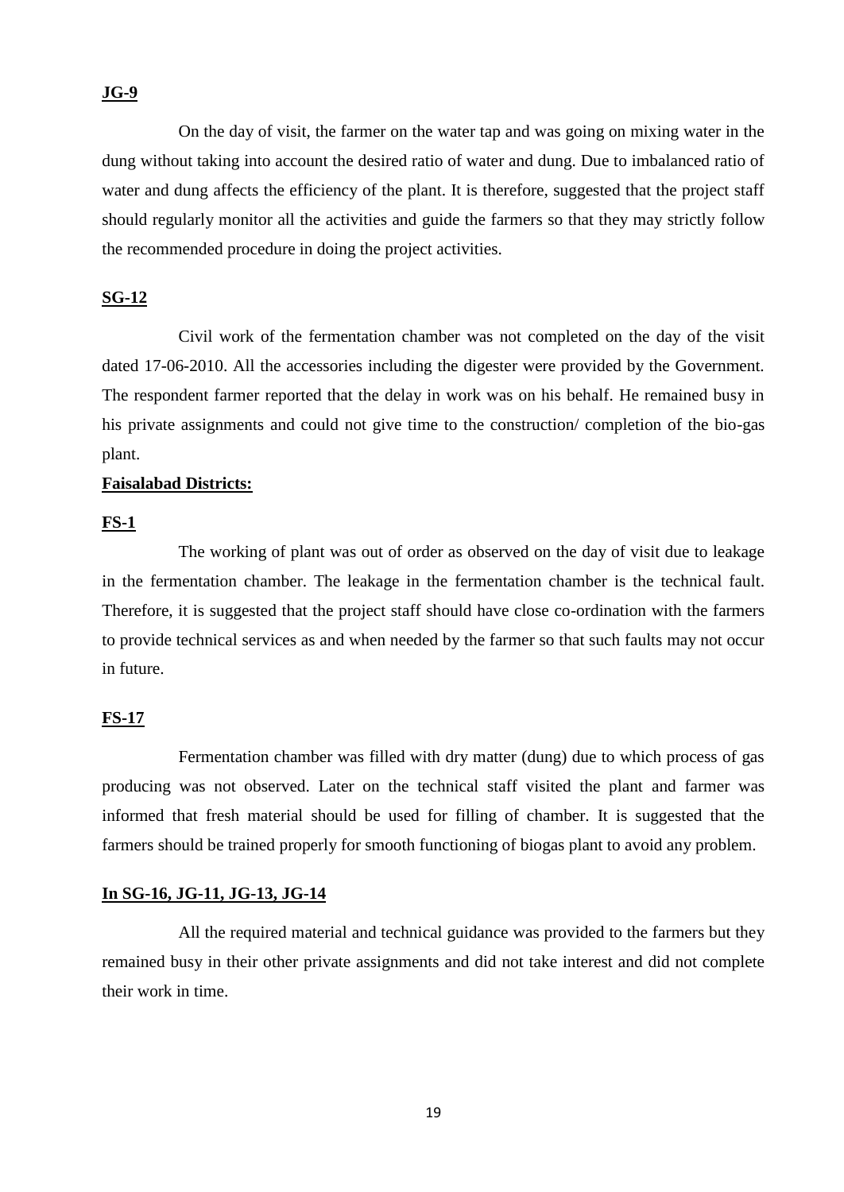**JG-9**

On the day of visit, the farmer on the water tap and was going on mixing water in the dung without taking into account the desired ratio of water and dung. Due to imbalanced ratio of water and dung affects the efficiency of the plant. It is therefore, suggested that the project staff should regularly monitor all the activities and guide the farmers so that they may strictly follow the recommended procedure in doing the project activities.

**SG-12**

Civil work of the fermentation chamber was not completed on the day of the visit dated 17-06-2010. All the accessories including the digester were provided by the Government. The respondent farmer reported that the delay in work was on his behalf. He remained busy in his private assignments and could not give time to the construction/ completion of the bio-gas plant.

**Faisalabad Districts:**

**FS-1**

The working of plant was out of order as observed on the day of visit due to leakage in the fermentation chamber. The leakage in the fermentation chamber is the technical fault. Therefore, it is suggested that the project staff should have close co-ordination with the farmers to provide technical services as and when needed by the farmer so that such faults may not occur in future.

**FS-17**

Fermentation chamber was filled with dry matter (dung) due to which process of gas producing was not observed. Later on the technical staff visited the plant and farmer was informed that fresh material should be used for filling of chamber. It is suggested that the farmers should be trained properly for smooth functioning of biogas plant to avoid any problem.

**In SG-16, JG-11, JG-13, JG-14**

All the required material and technical guidance was provided to the farmers but they remained busy in their other private assignments and did not take interest and did not complete their work in time.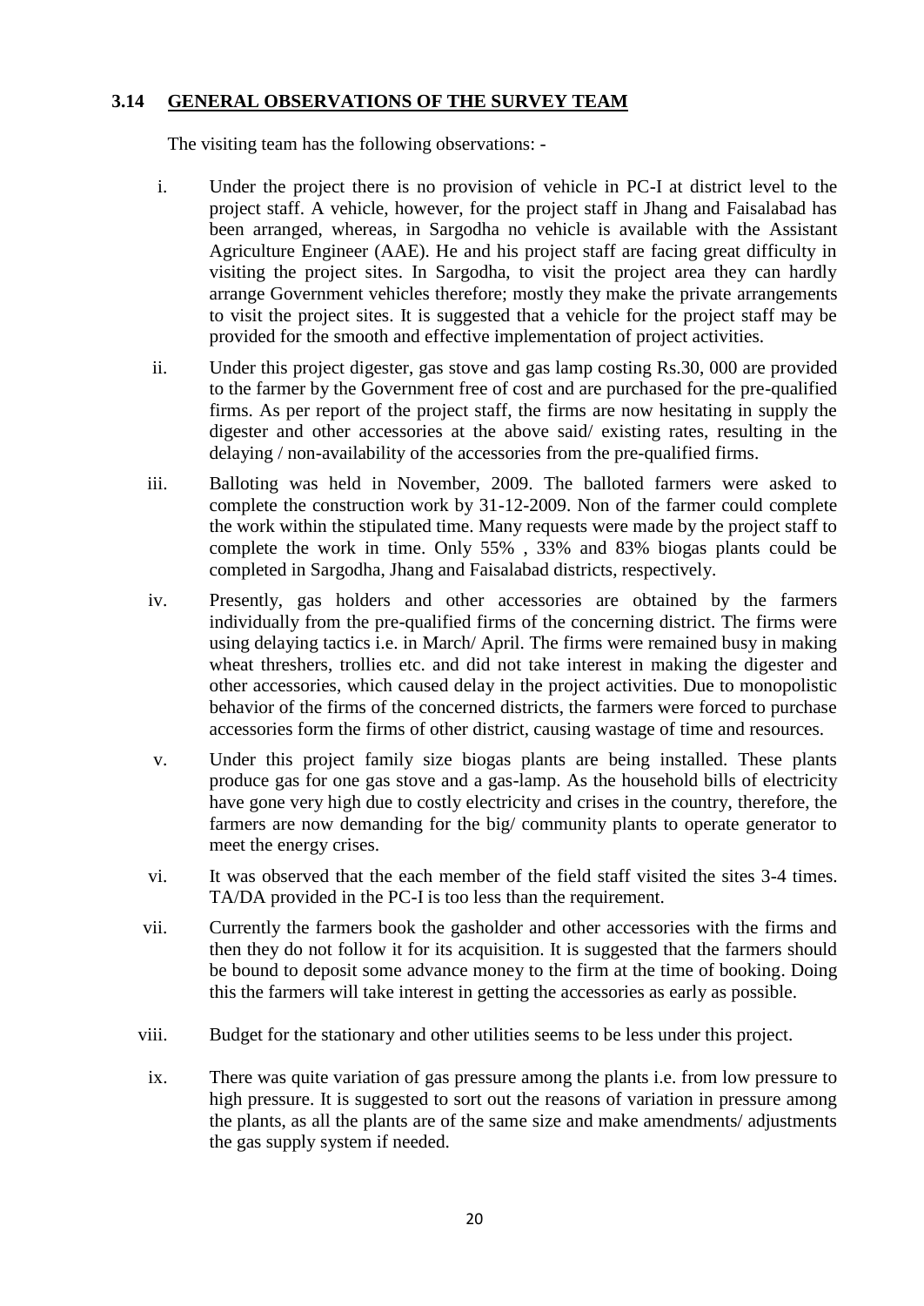### 3.14 GENERAL OBSERVATIONS OF THE SURVEY TEAM

The visiting team has the following observations: -

i. Under the project there is no provision of vehicle in PC-I at district level to the project staff. A vehicle, however, for the project staff in Jhang and Faisalabad has been arranged, whereas, in Sargodha no vehicle is available with the Assistant Agriculture Engineer (AAE). He and his project staff are facing great difficulty in visiting the project sites. In Sargodha, to visit the project area they can hardly arrange Government vehicles therefore; mostly they make the private arrangements to visit the project sites. It is suggested that a vehicle for the project staff may be provided for the smooth and effective implementation of project activities.

ii. Under this project digester, gas stove and gas lamp costing Rs.30, 000 are provided to the farmer by the Government free of cost and are purchased for the pre-qualified firms. As per report of the project staff, the firms are now hesitating in supply the digester and other accessories at the above said/ existing rates, resulting in the delaying / non-availability of the accessories from the pre-qualified firms.

iii. Balloting was held in November, 2009. The balloted farmers were asked to complete the construction work by 31-12-2009. Non of the farmer could complete the work within the stipulated time. Many requests were made by the project staff to complete the work in time. Only 55% , 33% and 83% biogas plants could be completed in Sargodha, Jhang and Faisalabad districts, respectively.

iv. Presently, gas holders and other accessories are obtained by the farmers individually from the pre-qualified firms of the concerning district. The firms were using delaying tactics i.e. in March/ April. The firms were remained busy in making wheat threshers, trollies etc. and did not take interest in making the digester and other accessories, which caused delay in the project activities. Due to monopolistic behavior of the firms of the concerned districts, the farmers were forced to purchase accessories form the firms of other district, causing wastage of time and resources.

v. Under this project family size biogas plants are being installed. These plants produce gas for one gas stove and a gas-lamp. As the household bills of electricity have gone very high due to costly electricity and crises in the country, therefore, the farmers are now demanding for the big/ community plants to operate generator to meet the energy crises.

vi. It was observed that the each member of the field staff visited the sites 3-4 times. TA/DA provided in the PC-I is too less than the requirement.

vii. Currently the farmers book the gasholder and other accessories with the firms and then they do not follow it for its acquisition. It is suggested that the farmers should be bound to deposit some advance money to the firm at the time of booking. Doing this the farmers will take interest in getting the accessories as early as possible.

viii. Budget for the stationary and other utilities seems to be less under this project.

ix. There was quite variation of gas pressure among the plants i.e. from low pressure to high pressure. It is suggested to sort out the reasons of variation in pressure among the plants, as all the plants are of the same size and make amendments/ adjustments the gas supply system if needed.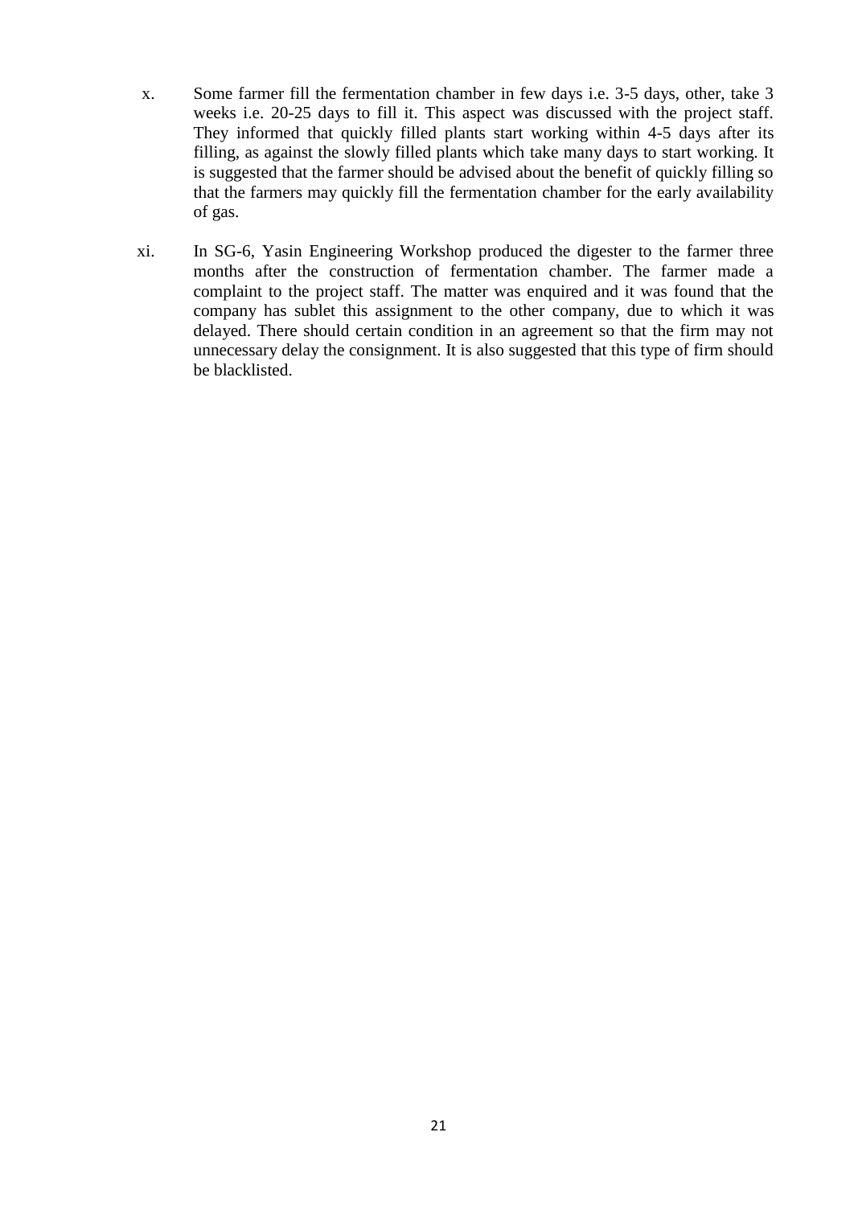x. Some farmer fill the fermentation chamber in few days i.e. 3-5 days, other, take 3 weeks i.e. 20-25 days to fill it. This aspect was discussed with the project staff. They informed that quickly filled plants start working within 4-5 days after its filling, as against the slowly filled plants which take many days to start working. It is suggested that the farmer should be advised about the benefit of quickly filling so that the farmers may quickly fill the fermentation chamber for the early availability of gas.

xi. In SG-6, Yasin Engineering Workshop produced the digester to the farmer three months after the construction of fermentation chamber. The farmer made a complaint to the project staff. The matter was enquired and it was found that the company has sublet this assignment to the other company, due to which it was delayed. There should certain condition in an agreement so that the firm may not unnecessary delay the consignment. It is also suggested that this type of firm should be blacklisted.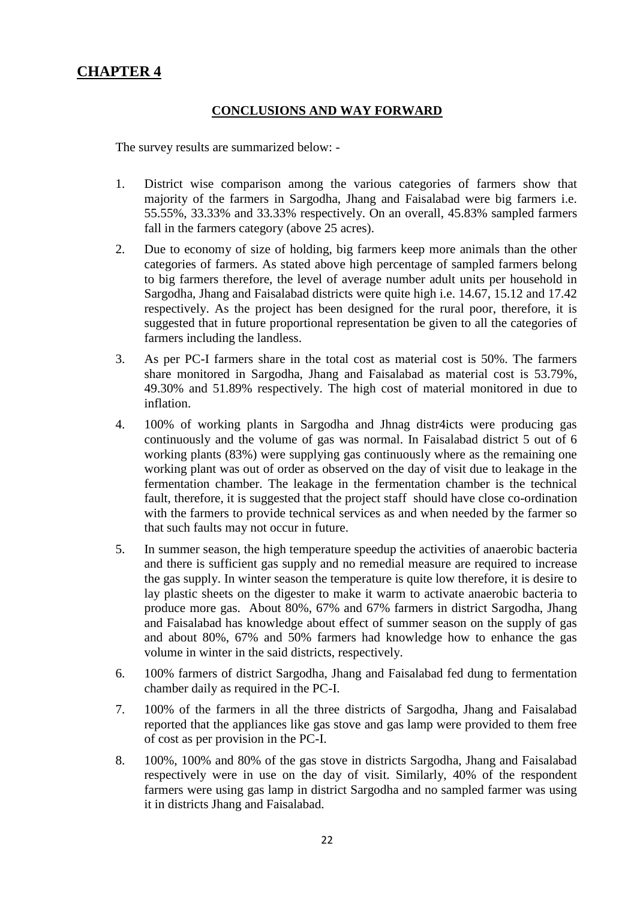# CHAPTER 4

## CONCLUSIONS AND WAY FORWARD

The survey results are summarized below: -

1. District wise comparison among the various categories of farmers show that majority of the farmers in Sargodha, Jhang and Faisalabad were big farmers i.e. 55.55%, 33.33% and 33.33% respectively. On an overall, 45.83% sampled farmers fall in the farmers category (above 25 acres).

2. Due to economy of size of holding, big farmers keep more animals than the other categories of farmers. As stated above high percentage of sampled farmers belong to big farmers therefore, the level of average number adult units per household in Sargodha, Jhang and Faisalabad districts were quite high i.e. 14.67, 15.12 and 17.42 respectively. As the project has been designed for the rural poor, therefore, it is suggested that in future proportional representation be given to all the categories of farmers including the landless.

3. As per PC-I farmers share in the total cost as material cost is 50%. The farmers share monitored in Sargodha, Jhang and Faisalabad as material cost is 53.79%, 49.30% and 51.89% respectively. The high cost of material monitored in due to inflation.

4. 100% of working plants in Sargodha and Jhnag distr4icts were producing gas continuously and the volume of gas was normal. In Faisalabad district 5 out of 6 working plants (83%) were supplying gas continuously where as the remaining one working plant was out of order as observed on the day of visit due to leakage in the fermentation chamber. The leakage in the fermentation chamber is the technical fault, therefore, it is suggested that the project staff should have close co-ordination with the farmers to provide technical services as and when needed by the farmer so that such faults may not occur in future.

5. In summer season, the high temperature speedup the activities of anaerobic bacteria and there is sufficient gas supply and no remedial measure are required to increase the gas supply. In winter season the temperature is quite low therefore, it is desire to lay plastic sheets on the digester to make it warm to activate anaerobic bacteria to produce more gas. About 80%, 67% and 67% farmers in district Sargodha, Jhang and Faisalabad has knowledge about effect of summer season on the supply of gas and about 80%, 67% and 50% farmers had knowledge how to enhance the gas volume in winter in the said districts, respectively.

6. 100% farmers of district Sargodha, Jhang and Faisalabad fed dung to fermentation chamber daily as required in the PC-I.

7. 100% of the farmers in all the three districts of Sargodha, Jhang and Faisalabad reported that the appliances like gas stove and gas lamp were provided to them free of cost as per provision in the PC-I.

8. 100%, 100% and 80% of the gas stove in districts Sargodha, Jhang and Faisalabad respectively were in use on the day of visit. Similarly, 40% of the respondent farmers were using gas lamp in district Sargodha and no sampled farmer was using it in districts Jhang and Faisalabad.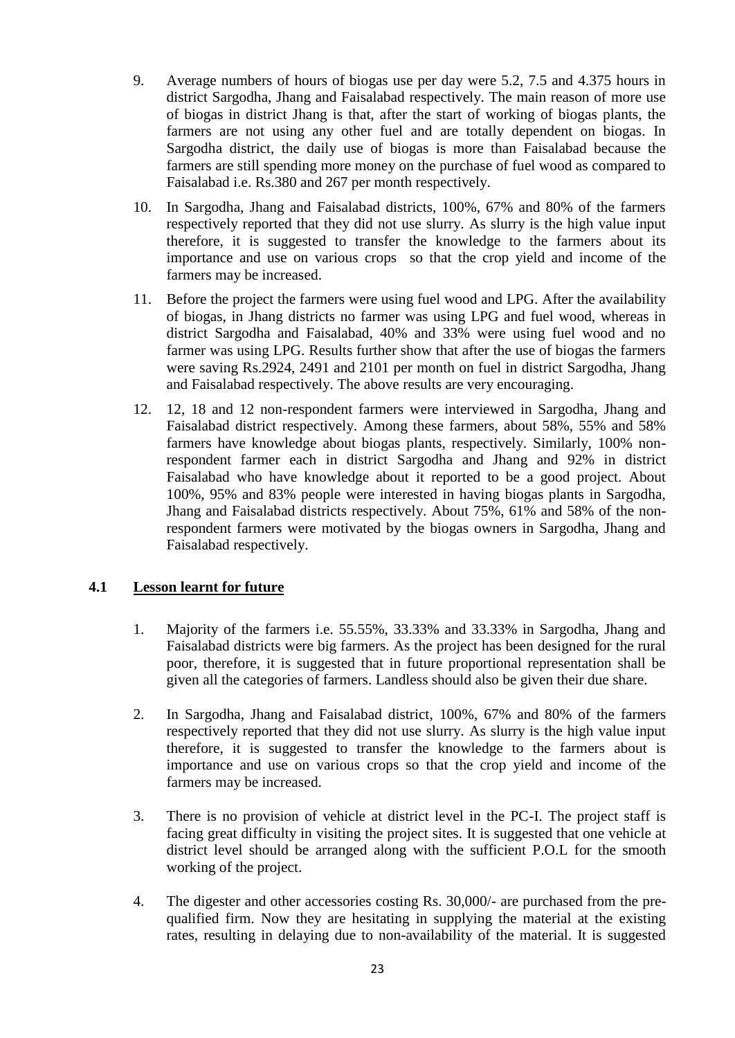9. Average numbers of hours of biogas use per day were 5.2, 7.5 and 4.375 hours in district Sargodha, Jhang and Faisalabad respectively. The main reason of more use of biogas in district Jhang is that, after the start of working of biogas plants, the farmers are not using any other fuel and are totally dependent on biogas. In Sargodha district, the daily use of biogas is more than Faisalabad because the farmers are still spending more money on the purchase of fuel wood as compared to Faisalabad i.e. Rs.380 and 267 per month respectively.

10. In Sargodha, Jhang and Faisalabad districts, 100%, 67% and 80% of the farmers respectively reported that they did not use slurry. As slurry is the high value input therefore, it is suggested to transfer the knowledge to the farmers about its importance and use on various crops so that the crop yield and income of the farmers may be increased.

11. Before the project the farmers were using fuel wood and LPG. After the availability of biogas, in Jhang districts no farmer was using LPG and fuel wood, whereas in district Sargodha and Faisalabad, 40% and 33% were using fuel wood and no farmer was using LPG. Results further show that after the use of biogas the farmers were saving Rs.2924, 2491 and 2101 per month on fuel in district Sargodha, Jhang and Faisalabad respectively. The above results are very encouraging.

12. 12, 18 and 12 non-respondent farmers were interviewed in Sargodha, Jhang and Faisalabad district respectively. Among these farmers, about 58%, 55% and 58% farmers have knowledge about biogas plants, respectively. Similarly, 100% non-respondent farmer each in district Sargodha and Jhang and 92% in district Faisalabad who have knowledge about it reported to be a good project. About 100%, 95% and 83% people were interested in having biogas plants in Sargodha, Jhang and Faisalabad districts respectively. About 75%, 61% and 58% of the non-respondent farmers were motivated by the biogas owners in Sargodha, Jhang and Faisalabad respectively.

## 4.1 Lesson learnt for future

1. Majority of the farmers i.e. 55.55%, 33.33% and 33.33% in Sargodha, Jhang and Faisalabad districts were big farmers. As the project has been designed for the rural poor, therefore, it is suggested that in future proportional representation shall be given all the categories of farmers. Landless should also be given their due share.

2. In Sargodha, Jhang and Faisalabad district, 100%, 67% and 80% of the farmers respectively reported that they did not use slurry. As slurry is the high value input therefore, it is suggested to transfer the knowledge to the farmers about is importance and use on various crops so that the crop yield and income of the farmers may be increased.

3. There is no provision of vehicle at district level in the PC-I. The project staff is facing great difficulty in visiting the project sites. It is suggested that one vehicle at district level should be arranged along with the sufficient P.O.L for the smooth working of the project.

4. The digester and other accessories costing Rs. 30,000/- are purchased from the pre-qualified firm. Now they are hesitating in supplying the material at the existing rates, resulting in delaying due to non-availability of the material. It is suggested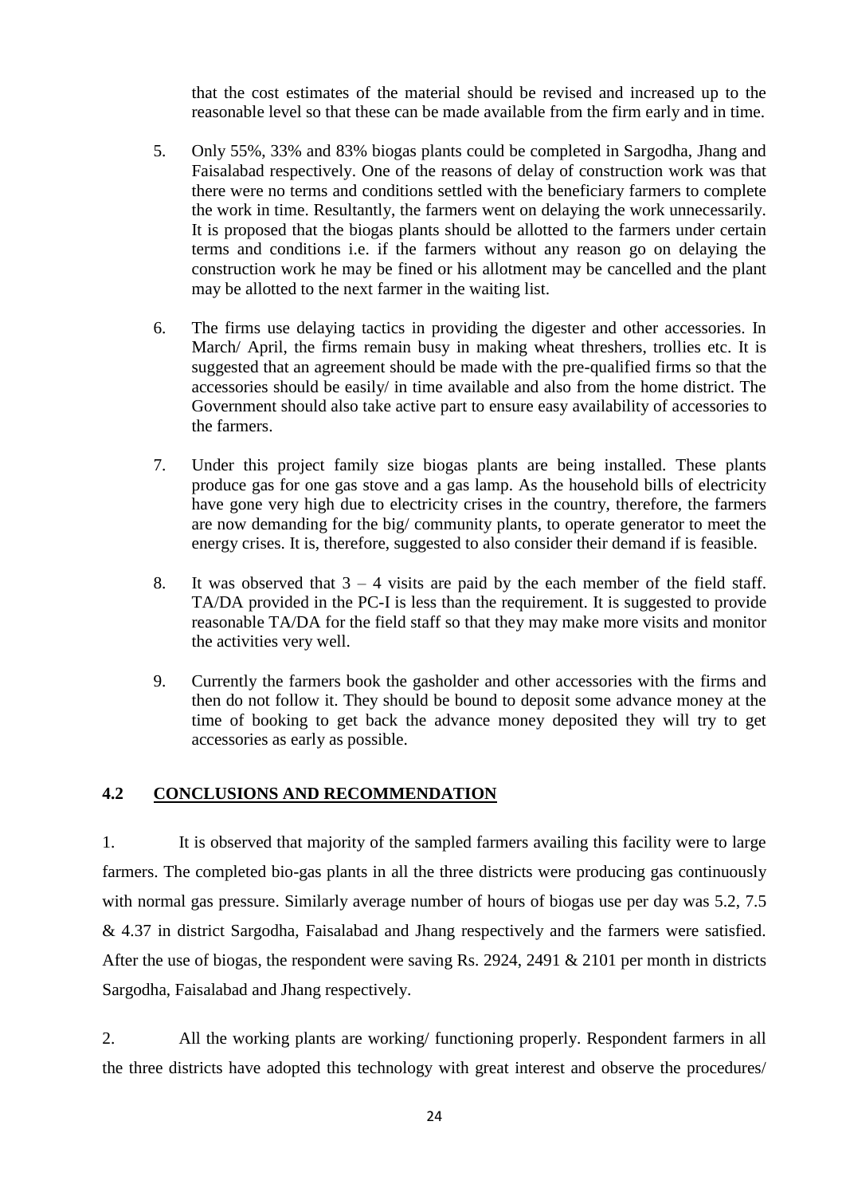that the cost estimates of the material should be revised and increased up to the reasonable level so that these can be made available from the firm early and in time.

5. Only 55%, 33% and 83% biogas plants could be completed in Sargodha, Jhang and Faisalabad respectively. One of the reasons of delay of construction work was that there were no terms and conditions settled with the beneficiary farmers to complete the work in time. Resultantly, the farmers went on delaying the work unnecessarily. It is proposed that the biogas plants should be allotted to the farmers under certain terms and conditions i.e. if the farmers without any reason go on delaying the construction work he may be fined or his allotment may be cancelled and the plant may be allotted to the next farmer in the waiting list.

6. The firms use delaying tactics in providing the digester and other accessories. In March/ April, the firms remain busy in making wheat threshers, trollies etc. It is suggested that an agreement should be made with the pre-qualified firms so that the accessories should be easily/ in time available and also from the home district. The Government should also take active part to ensure easy availability of accessories to the farmers.

7. Under this project family size biogas plants are being installed. These plants produce gas for one gas stove and a gas lamp. As the household bills of electricity have gone very high due to electricity crises in the country, therefore, the farmers are now demanding for the big/ community plants, to operate generator to meet the energy crises. It is, therefore, suggested to also consider their demand if is feasible.

8. It was observed that 3 – 4 visits are paid by the each member of the field staff. TA/DA provided in the PC-I is less than the requirement. It is suggested to provide reasonable TA/DA for the field staff so that they may make more visits and monitor the activities very well.

9. Currently the farmers book the gasholder and other accessories with the firms and then do not follow it. They should be bound to deposit some advance money at the time of booking to get back the advance money deposited they will try to get accessories as early as possible.

## 4.2 CONCLUSIONS AND RECOMMENDATION

1. It is observed that majority of the sampled farmers availing this facility were to large farmers. The completed bio-gas plants in all the three districts were producing gas continuously with normal gas pressure. Similarly average number of hours of biogas use per day was 5.2, 7.5 & 4.37 in district Sargodha, Faisalabad and Jhang respectively and the farmers were satisfied. After the use of biogas, the respondent were saving Rs. 2924, 2491 & 2101 per month in districts Sargodha, Faisalabad and Jhang respectively.

2. All the working plants are working/ functioning properly. Respondent farmers in all the three districts have adopted this technology with great interest and observe the procedures/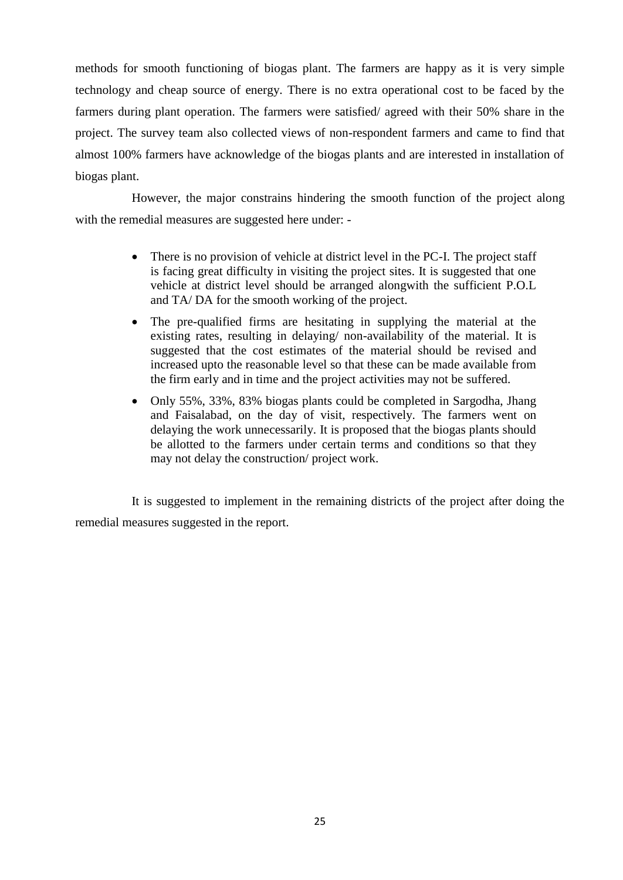methods for smooth functioning of biogas plant. The farmers are happy as it is very simple technology and cheap source of energy. There is no extra operational cost to be faced by the farmers during plant operation. The farmers were satisfied/ agreed with their 50% share in the project. The survey team also collected views of non-respondent farmers and came to find that almost 100% farmers have acknowledge of the biogas plants and are interested in installation of biogas plant.

However, the major constrains hindering the smooth function of the project along with the remedial measures are suggested here under: -

- There is no provision of vehicle at district level in the PC-I. The project staff is facing great difficulty in visiting the project sites. It is suggested that one vehicle at district level should be arranged alongwith the sufficient P.O.L and TA/ DA for the smooth working of the project.
- The pre-qualified firms are hesitating in supplying the material at the existing rates, resulting in delaying/ non-availability of the material. It is suggested that the cost estimates of the material should be revised and increased upto the reasonable level so that these can be made available from the firm early and in time and the project activities may not be suffered.
- Only 55%, 33%, 83% biogas plants could be completed in Sargodha, Jhang and Faisalabad, on the day of visit, respectively. The farmers went on delaying the work unnecessarily. It is proposed that the biogas plants should be allotted to the farmers under certain terms and conditions so that they may not delay the construction/ project work.

It is suggested to implement in the remaining districts of the project after doing the remedial measures suggested in the report.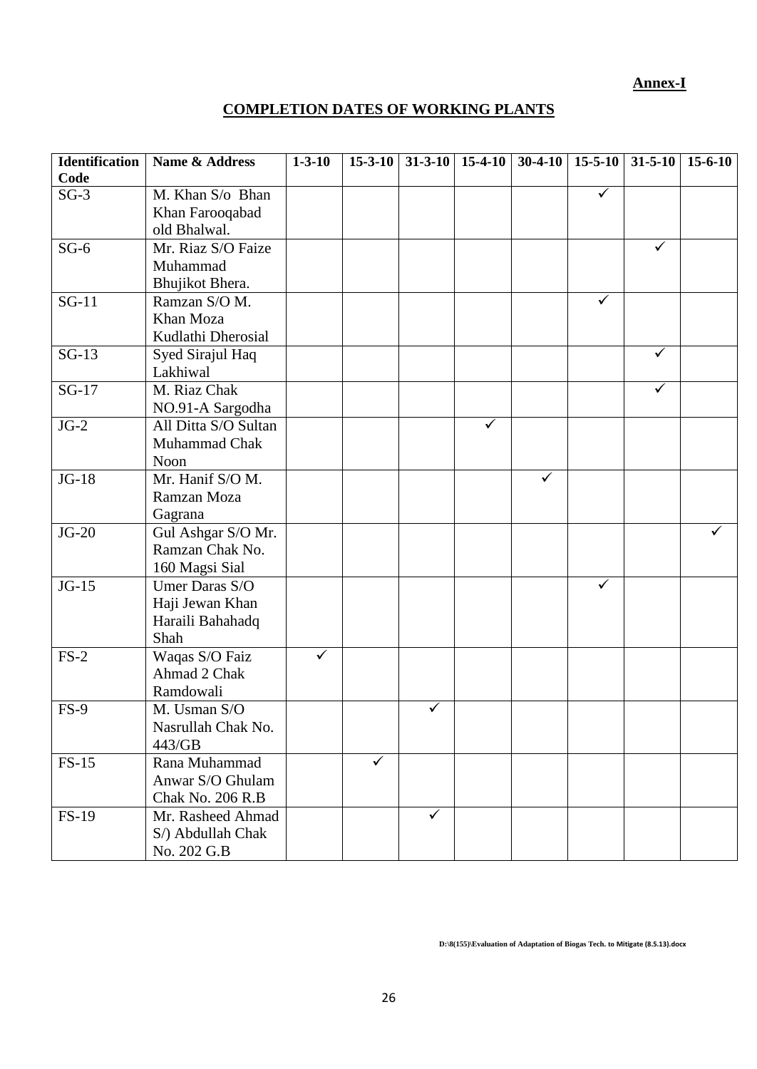**Annex-I**

## COMPLETION DATES OF WORKING PLANTS

| Identification Code | Name & Address | 1-3-10 | 15-3-10 | 31-3-10 | 15-4-10 | 30-4-10 | 15-5-10 | 31-5-10 | 15-6-10 |
|---|---|---|---|---|---|---|---|---|---|
| SG-3 | M. Khan S/o Bhan Khan Farooqabad old Bhalwal. | | | | | | ✓ | | |
| SG-6 | Mr. Riaz S/O Faize Muhammad Bhujikot Bhera. | | | | | | | ✓ | |
| SG-11 | Ramzan S/O M. Khan Moza Kudlathi Dherosial | | | | | | ✓ | | |
| SG-13 | Syed Sirajul Haq Lakhiwal | | | | | | | ✓ | |
| SG-17 | M. Riaz Chak NO.91-A Sargodha | | | | | | | ✓ | |
| JG-2 | All Ditta S/O Sultan Muhammad Chak Noon | | | | ✓ | | | | |
| JG-18 | Mr. Hanif S/O M. Ramzan Moza Gagrana | | | | | ✓ | | | |
| JG-20 | Gul Ashgar S/O Mr. Ramzan Chak No. 160 Magsi Sial | | | | | | | | ✓ |
| JG-15 | Umer Daras S/O Haji Jewan Khan Haraili Bahahadq Shah | | | | | | ✓ | | |
| FS-2 | Waqas S/O Faiz Ahmad 2 Chak Ramdowali | ✓ | | | | | | | |
| FS-9 | M. Usman S/O Nasrullah Chak No. 443/GB | | | ✓ | | | | | |
| FS-15 | Rana Muhammad Anwar S/O Ghulam Chak No. 206 R.B | | ✓ | | | | | | |
| FS-19 | Mr. Rasheed Ahmad S/) Abdullah Chak No. 202 G.B | | | ✓ | | | | | |

D:\8(155)\Evaluation of Adaptation of Biogas Tech. to Mitigate (8.5.13).docx